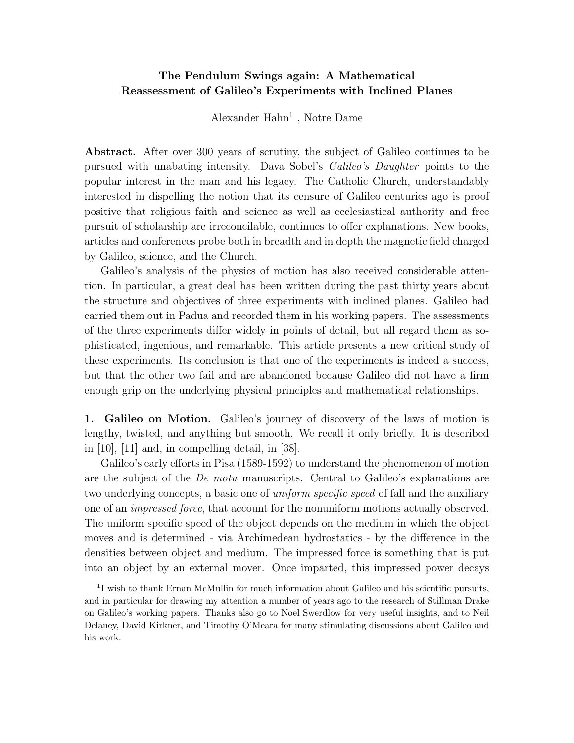# The Pendulum Swings again: A Mathematical Reassessment of Galileo's Experiments with Inclined Planes

Alexander Hahn[1] , Notre Dame

**Abstract.** After over 300 years of scrutiny, the subject of Galileo continues to be pursued with unabating intensity. Dava Sobel's *Galileo's Daughter* points to the popular interest in the man and his legacy. The Catholic Church, understandably interested in dispelling the notion that its censure of Galileo centuries ago is proof positive that religious faith and science as well as ecclesiastical authority and free pursuit of scholarship are irreconcilable, continues to offer explanations. New books, articles and conferences probe both in breadth and in depth the magnetic field charged by Galileo, science, and the Church.

Galileo's analysis of the physics of motion has also received considerable attention. In particular, a great deal has been written during the past thirty years about the structure and objectives of three experiments with inclined planes. Galileo had carried them out in Padua and recorded them in his working papers. The assessments of the three experiments differ widely in points of detail, but all regard them as sophisticated, ingenious, and remarkable. This article presents a new critical study of these experiments. Its conclusion is that one of the experiments is indeed a success, but that the other two fail and are abandoned because Galileo did not have a firm enough grip on the underlying physical principles and mathematical relationships.

**1. Galileo on Motion.** Galileo's journey of discovery of the laws of motion is lengthy, twisted, and anything but smooth. We recall it only briefly. It is described in [10], [11] and, in compelling detail, in [38].

Galileo's early efforts in Pisa (1589-1592) to understand the phenomenon of motion are the subject of the *De motu* manuscripts. Central to Galileo's explanations are two underlying concepts, a basic one of *uniform specific speed* of fall and the auxiliary one of an *impressed force*, that account for the nonuniform motions actually observed. The uniform specific speed of the object depends on the medium in which the object moves and is determined - via Archimedean hydrostatics - by the difference in the densities between object and medium. The impressed force is something that is put into an object by an external mover. Once imparted, this impressed power decays

[1] I wish to thank Ernan McMullin for much information about Galileo and his scientific pursuits, and in particular for drawing my attention a number of years ago to the research of Stillman Drake on Galileo's working papers. Thanks also go to Noel Swerdlow for very useful insights, and to Neil Delaney, David Kirkner, and Timothy O'Meara for many stimulating discussions about Galileo and his work.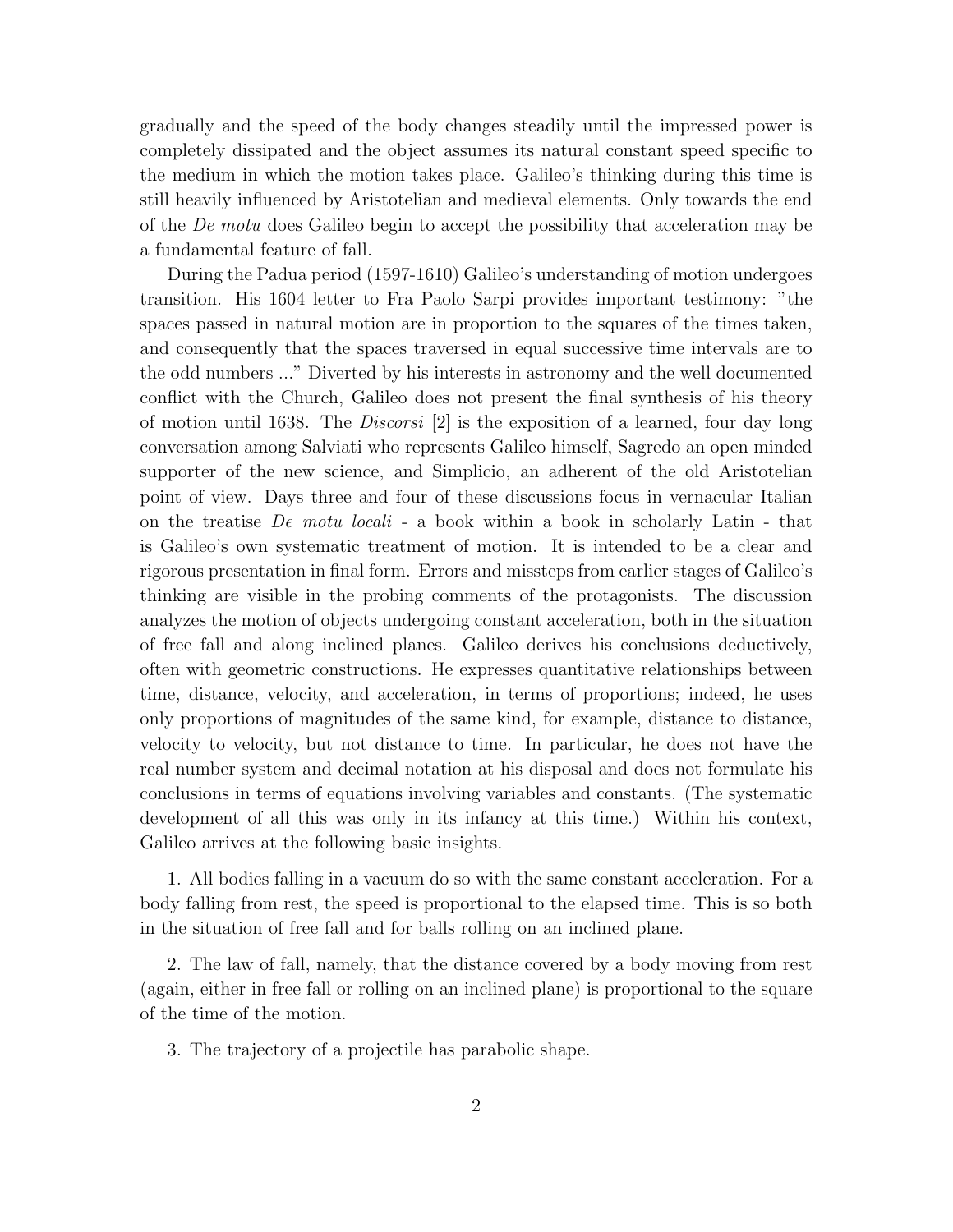gradually and the speed of the body changes steadily until the impressed power is completely dissipated and the object assumes its natural constant speed specific to the medium in which the motion takes place. Galileo's thinking during this time is still heavily influenced by Aristotelian and medieval elements. Only towards the end of the *De motu* does Galileo begin to accept the possibility that acceleration may be a fundamental feature of fall.

During the Padua period (1597-1610) Galileo's understanding of motion undergoes transition. His 1604 letter to Fra Paolo Sarpi provides important testimony: "the spaces passed in natural motion are in proportion to the squares of the times taken, and consequently that the spaces traversed in equal successive time intervals are to the odd numbers ..." Diverted by his interests in astronomy and the well documented conflict with the Church, Galileo does not present the final synthesis of his theory of motion until 1638. The *Discorsi* [2] is the exposition of a learned, four day long conversation among Salviati who represents Galileo himself, Sagredo an open minded supporter of the new science, and Simplicio, an adherent of the old Aristotelian point of view. Days three and four of these discussions focus in vernacular Italian on the treatise *De motu locali* - a book within a book in scholarly Latin - that is Galileo's own systematic treatment of motion. It is intended to be a clear and rigorous presentation in final form. Errors and missteps from earlier stages of Galileo's thinking are visible in the probing comments of the protagonists. The discussion analyzes the motion of objects undergoing constant acceleration, both in the situation of free fall and along inclined planes. Galileo derives his conclusions deductively, often with geometric constructions. He expresses quantitative relationships between time, distance, velocity, and acceleration, in terms of proportions; indeed, he uses only proportions of magnitudes of the same kind, for example, distance to distance, velocity to velocity, but not distance to time. In particular, he does not have the real number system and decimal notation at his disposal and does not formulate his conclusions in terms of equations involving variables and constants. (The systematic development of all this was only in its infancy at this time.) Within his context, Galileo arrives at the following basic insights.

1. All bodies falling in a vacuum do so with the same constant acceleration. For a body falling from rest, the speed is proportional to the elapsed time. This is so both in the situation of free fall and for balls rolling on an inclined plane.

2. The law of fall, namely, that the distance covered by a body moving from rest (again, either in free fall or rolling on an inclined plane) is proportional to the square of the time of the motion.

3. The trajectory of a projectile has parabolic shape.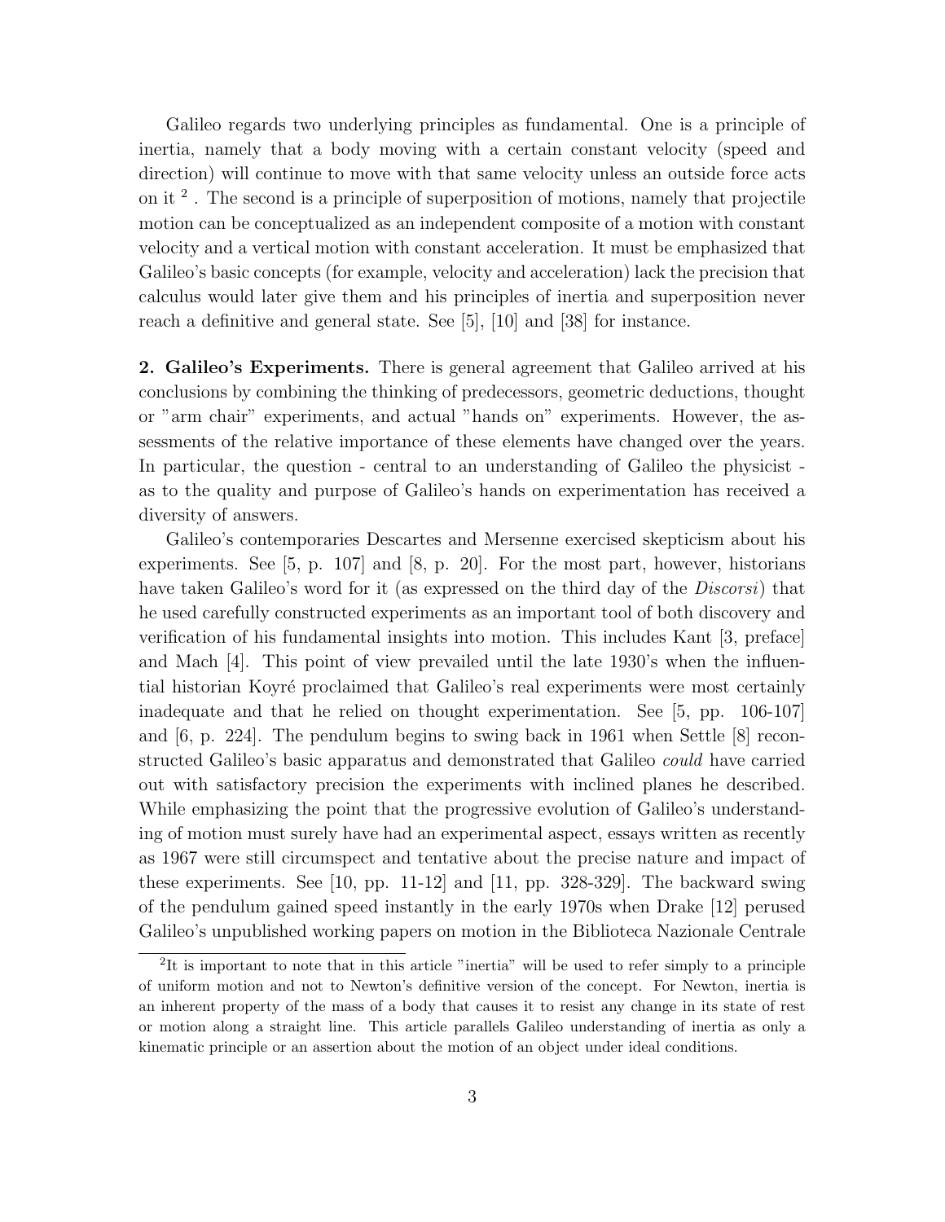Galileo regards two underlying principles as fundamental. One is a principle of inertia, namely that a body moving with a certain constant velocity (speed and direction) will continue to move with that same velocity unless an outside force acts on it [2]. The second is a principle of superposition of motions, namely that projectile motion can be conceptualized as an independent composite of a motion with constant velocity and a vertical motion with constant acceleration. It must be emphasized that Galileo's basic concepts (for example, velocity and acceleration) lack the precision that calculus would later give them and his principles of inertia and superposition never reach a definitive and general state. See [5], [10] and [38] for instance.

**2. Galileo's Experiments.** There is general agreement that Galileo arrived at his conclusions by combining the thinking of predecessors, geometric deductions, thought or "arm chair" experiments, and actual "hands on" experiments. However, the assessments of the relative importance of these elements have changed over the years. In particular, the question - central to an understanding of Galileo the physicist - as to the quality and purpose of Galileo's hands on experimentation has received a diversity of answers.

Galileo's contemporaries Descartes and Mersenne exercised skepticism about his experiments. See [5, p. 107] and [8, p. 20]. For the most part, however, historians have taken Galileo's word for it (as expressed on the third day of the *Discorsi*) that he used carefully constructed experiments as an important tool of both discovery and verification of his fundamental insights into motion. This includes Kant [3, preface] and Mach [4]. This point of view prevailed until the late 1930's when the influential historian Koyré proclaimed that Galileo's real experiments were most certainly inadequate and that he relied on thought experimentation. See [5, pp. 106-107] and [6, p. 224]. The pendulum begins to swing back in 1961 when Settle [8] reconstructed Galileo's basic apparatus and demonstrated that Galileo *could* have carried out with satisfactory precision the experiments with inclined planes he described. While emphasizing the point that the progressive evolution of Galileo's understanding of motion must surely have had an experimental aspect, essays written as recently as 1967 were still circumspect and tentative about the precise nature and impact of these experiments. See [10, pp. 11-12] and [11, pp. 328-329]. The backward swing of the pendulum gained speed instantly in the early 1970s when Drake [12] perused Galileo's unpublished working papers on motion in the Biblioteca Nazionale Centrale

[2] It is important to note that in this article "inertia" will be used to refer simply to a principle of uniform motion and not to Newton's definitive version of the concept. For Newton, inertia is an inherent property of the mass of a body that causes it to resist any change in its state of rest or motion along a straight line. This article parallels Galileo understanding of inertia as only a kinematic principle or an assertion about the motion of an object under ideal conditions.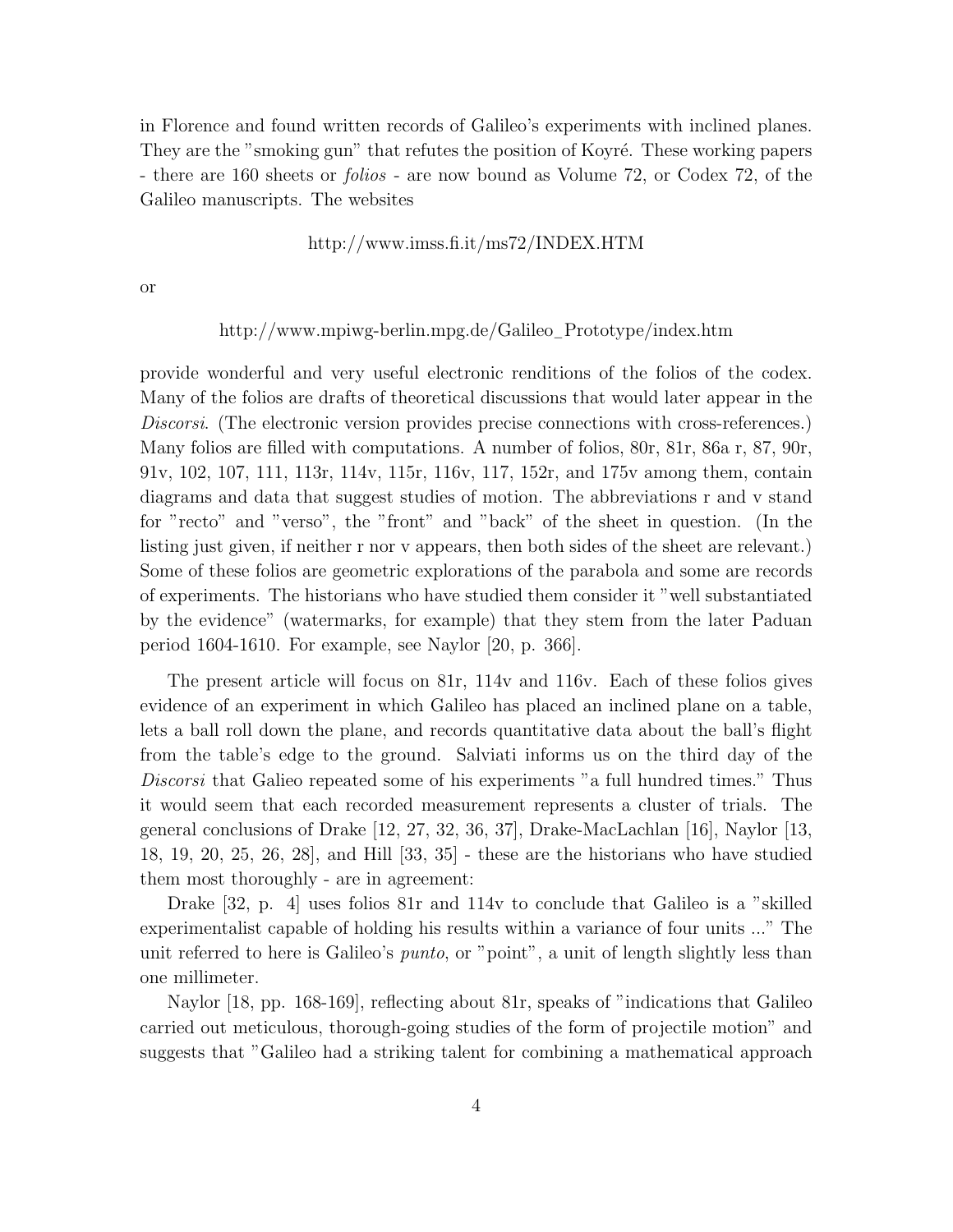in Florence and found written records of Galileo's experiments with inclined planes. They are the "smoking gun" that refutes the position of Koyré. These working papers - there are 160 sheets or *folios* - are now bound as Volume 72, or Codex 72, of the Galileo manuscripts. The websites

http://www.imss.fi.it/ms72/INDEX.HTM

or

http://www.mpiwg-berlin.mpg.de/Galileo_Prototype/index.htm

provide wonderful and very useful electronic renditions of the folios of the codex. Many of the folios are drafts of theoretical discussions that would later appear in the *Discorsi*. (The electronic version provides precise connections with cross-references.) Many folios are filled with computations. A number of folios, 80r, 81r, 86a r, 87, 90r, 91v, 102, 107, 111, 113r, 114v, 115r, 116v, 117, 152r, and 175v among them, contain diagrams and data that suggest studies of motion. The abbreviations r and v stand for "recto" and "verso", the "front" and "back" of the sheet in question. (In the listing just given, if neither r nor v appears, then both sides of the sheet are relevant.) Some of these folios are geometric explorations of the parabola and some are records of experiments. The historians who have studied them consider it "well substantiated by the evidence" (watermarks, for example) that they stem from the later Paduan period 1604-1610. For example, see Naylor [20, p. 366].

The present article will focus on 81r, 114v and 116v. Each of these folios gives evidence of an experiment in which Galileo has placed an inclined plane on a table, lets a ball roll down the plane, and records quantitative data about the ball's flight from the table's edge to the ground. Salviati informs us on the third day of the *Discorsi* that Galieo repeated some of his experiments "a full hundred times." Thus it would seem that each recorded measurement represents a cluster of trials. The general conclusions of Drake [12, 27, 32, 36, 37], Drake-MacLachlan [16], Naylor [13, 18, 19, 20, 25, 26, 28], and Hill [33, 35] - these are the historians who have studied them most thoroughly - are in agreement:

Drake [32, p. 4] uses folios 81r and 114v to conclude that Galileo is a "skilled experimentalist capable of holding his results within a variance of four units ..." The unit referred to here is Galileo's *punto*, or "point", a unit of length slightly less than one millimeter.

Naylor [18, pp. 168-169], reflecting about 81r, speaks of "indications that Galileo carried out meticulous, thorough-going studies of the form of projectile motion" and suggests that "Galileo had a striking talent for combining a mathematical approach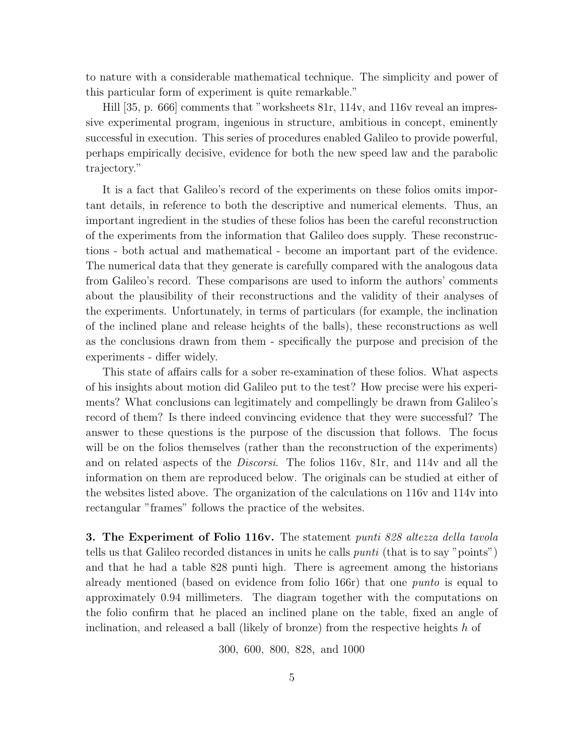to nature with a considerable mathematical technique. The simplicity and power of this particular form of experiment is quite remarkable."

Hill [35, p. 666] comments that "worksheets 81r, 114v, and 116v reveal an impressive experimental program, ingenious in structure, ambitious in concept, eminently successful in execution. This series of procedures enabled Galileo to provide powerful, perhaps empirically decisive, evidence for both the new speed law and the parabolic trajectory."

It is a fact that Galileo's record of the experiments on these folios omits important details, in reference to both the descriptive and numerical elements. Thus, an important ingredient in the studies of these folios has been the careful reconstruction of the experiments from the information that Galileo does supply. These reconstructions - both actual and mathematical - become an important part of the evidence. The numerical data that they generate is carefully compared with the analogous data from Galileo's record. These comparisons are used to inform the authors' comments about the plausibility of their reconstructions and the validity of their analyses of the experiments. Unfortunately, in terms of particulars (for example, the inclination of the inclined plane and release heights of the balls), these reconstructions as well as the conclusions drawn from them - specifically the purpose and precision of the experiments - differ widely.

This state of affairs calls for a sober re-examination of these folios. What aspects of his insights about motion did Galileo put to the test? How precise were his experiments? What conclusions can legitimately and compellingly be drawn from Galileo's record of them? Is there indeed convincing evidence that they were successful? The answer to these questions is the purpose of the discussion that follows. The focus will be on the folios themselves (rather than the reconstruction of the experiments) and on related aspects of the *Discorsi*. The folios 116v, 81r, and 114v and all the information on them are reproduced below. The originals can be studied at either of the websites listed above. The organization of the calculations on 116v and 114v into rectangular "frames" follows the practice of the websites.

**3. The Experiment of Folio 116v.** The statement *punti 828 altezza della tavola* tells us that Galileo recorded distances in units he calls *punti* (that is to say "points") and that he had a table 828 punti high. There is agreement among the historians already mentioned (based on evidence from folio 166r) that one *punto* is equal to approximately 0.94 millimeters. The diagram together with the computations on the folio confirm that he placed an inclined plane on the table, fixed an angle of inclination, and released a ball (likely of bronze) from the respective heights $h$ of

300, 600, 800, 828, and 1000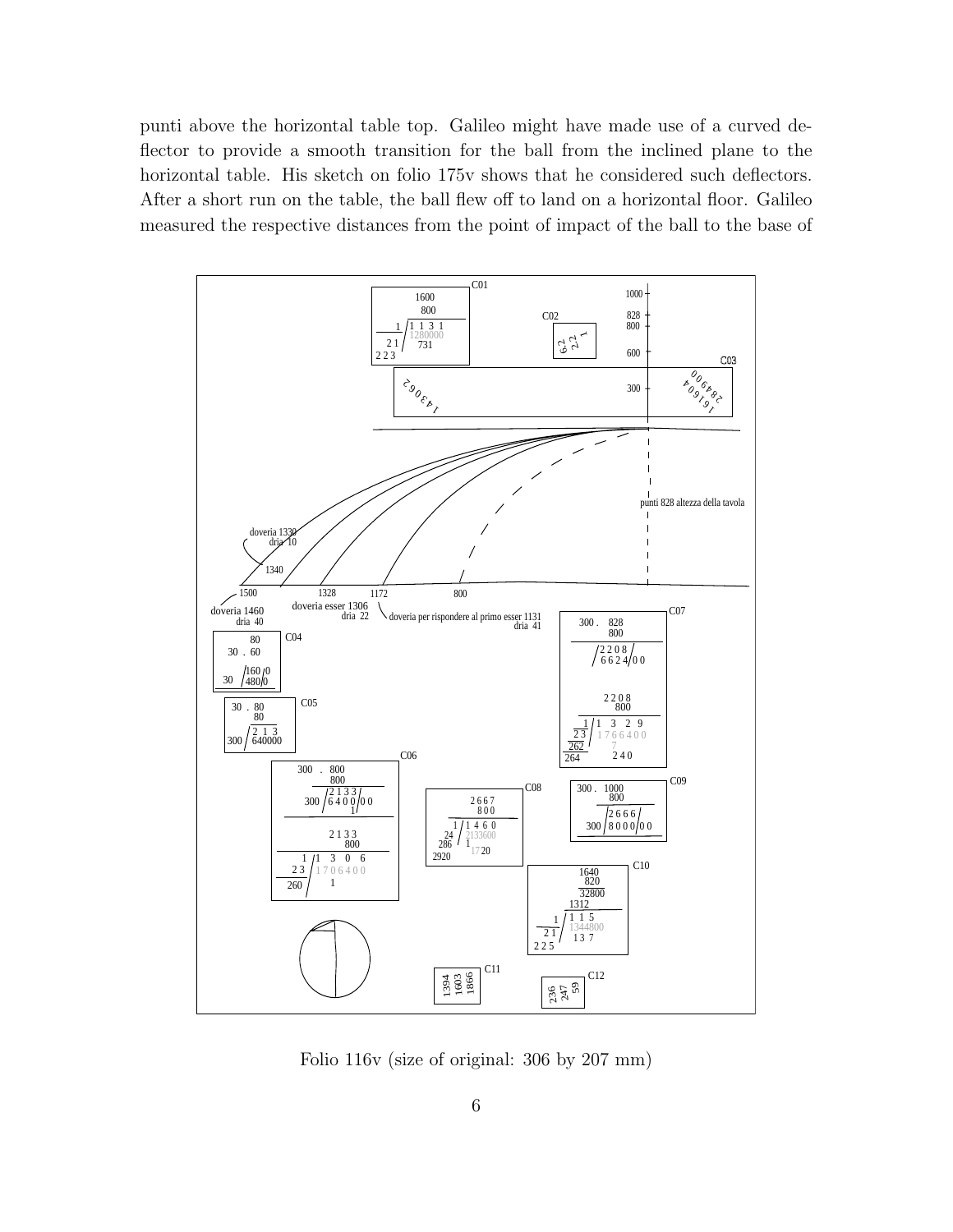punti above the horizontal table top. Galileo might have made use of a curved deflector to provide a smooth transition for the ball from the inclined plane to the horizontal table. His sketch on folio 175v shows that he considered such deflectors. After a short run on the table, the ball flew off to land on a horizontal floor. Galileo measured the respective distances from the point of impact of the ball to the base of

Folio 116v (size of original: 306 by 207 mm)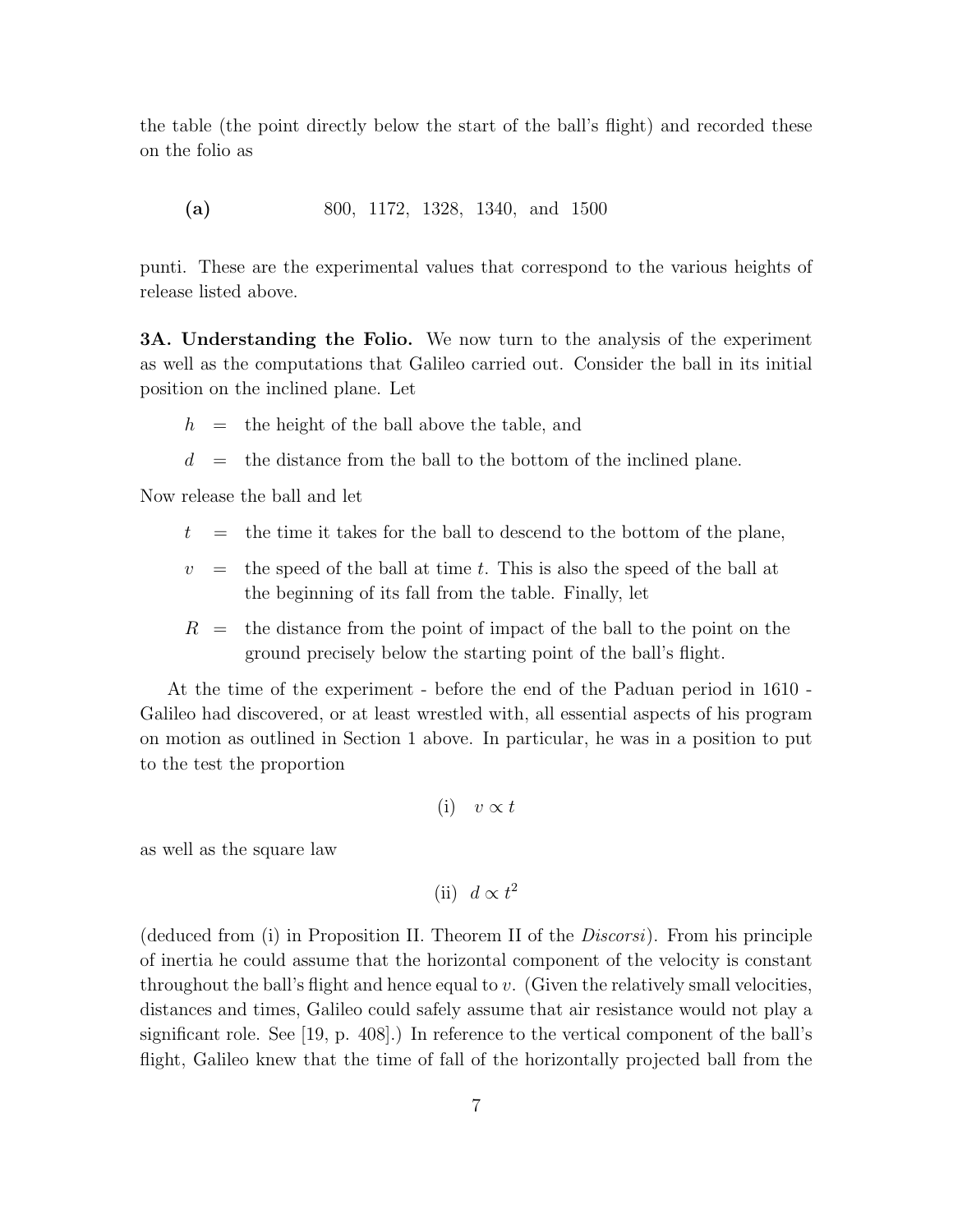the table (the point directly below the start of the ball's flight) and recorded these on the folio as

**(a)** 800, 1172, 1328, 1340, and 1500

punti. These are the experimental values that correspond to the various heights of release listed above.

**3A. Understanding the Folio.** We now turn to the analysis of the experiment as well as the computations that Galileo carried out. Consider the ball in its initial position on the inclined plane. Let

$h$ = the height of the ball above the table, and

$d$ = the distance from the ball to the bottom of the inclined plane.

Now release the ball and let

$t$ = the time it takes for the ball to descend to the bottom of the plane,

$v$ = the speed of the ball at time $t$. This is also the speed of the ball at the beginning of its fall from the table. Finally, let

$R$ = the distance from the point of impact of the ball to the point on the ground precisely below the starting point of the ball's flight.

At the time of the experiment - before the end of the Paduan period in 1610 - Galileo had discovered, or at least wrestled with, all essential aspects of his program on motion as outlined in Section 1 above. In particular, he was in a position to put to the test the proportion

$$\text{(i)} \quad v \propto t$$

as well as the square law

$$\text{(ii)} \quad d \propto t^2$$

(deduced from (i) in Proposition II. Theorem II of the *Discorsi*). From his principle of inertia he could assume that the horizontal component of the velocity is constant throughout the ball's flight and hence equal to $v$. (Given the relatively small velocities, distances and times, Galileo could safely assume that air resistance would not play a significant role. See [19, p. 408].) In reference to the vertical component of the ball's flight, Galileo knew that the time of fall of the horizontally projected ball from the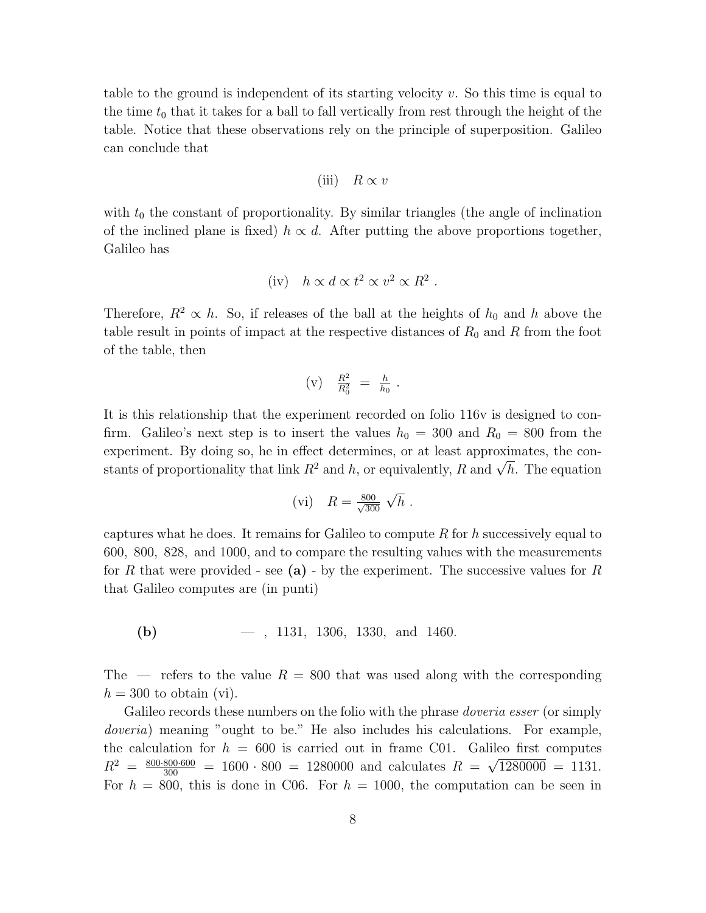table to the ground is independent of its starting velocity $v$. So this time is equal to the time $t_0$ that it takes for a ball to fall vertically from rest through the height of the table. Notice that these observations rely on the principle of superposition. Galileo can conclude that

$$\text{(iii)} \quad R \propto v$$

with $t_0$ the constant of proportionality. By similar triangles (the angle of inclination of the inclined plane is fixed) $h \propto d$. After putting the above proportions together, Galileo has

$$\text{(iv)} \quad h \propto d \propto t^2 \propto v^2 \propto R^2 \ .$$

Therefore, $R^2 \propto h$. So, if releases of the ball at the heights of $h_0$ and $h$ above the table result in points of impact at the respective distances of $R_0$ and $R$ from the foot of the table, then

$$\text{(v)} \quad \frac{R^2}{R_0^2} = \frac{h}{h_0} \ .$$

It is this relationship that the experiment recorded on folio 116v is designed to confirm. Galileo's next step is to insert the values $h_0 = 300$ and $R_0 = 800$ from the experiment. By doing so, he in effect determines, or at least approximates, the constants of proportionality that link $R^2$ and $h$, or equivalently, $R$ and $\sqrt{h}$. The equation

$$\text{(vi)} \quad R = \frac{800}{\sqrt{300}} \sqrt{h} \ .$$

captures what he does. It remains for Galileo to compute $R$ for $h$ successively equal to 600, 800, 828, and 1000, and to compare the resulting values with the measurements for $R$ that were provided - see **(a)** - by the experiment. The successive values for $R$ that Galileo computes are (in punti)

**(b)** — , 1131, 1306, 1330, and 1460.

The — refers to the value $R = 800$ that was used along with the corresponding $h = 300$ to obtain (vi).

Galileo records these numbers on the folio with the phrase *doveria esser* (or simply *doveria*) meaning "ought to be." He also includes his calculations. For example, the calculation for $h = 600$ is carried out in frame C01. Galileo first computes $R^2 = \frac{800 \cdot 800 \cdot 600}{300} = 1600 \cdot 800 = 1280000$ and calculates $R = \sqrt{1280000} = 1131$. For $h = 800$, this is done in C06. For $h = 1000$, the computation can be seen in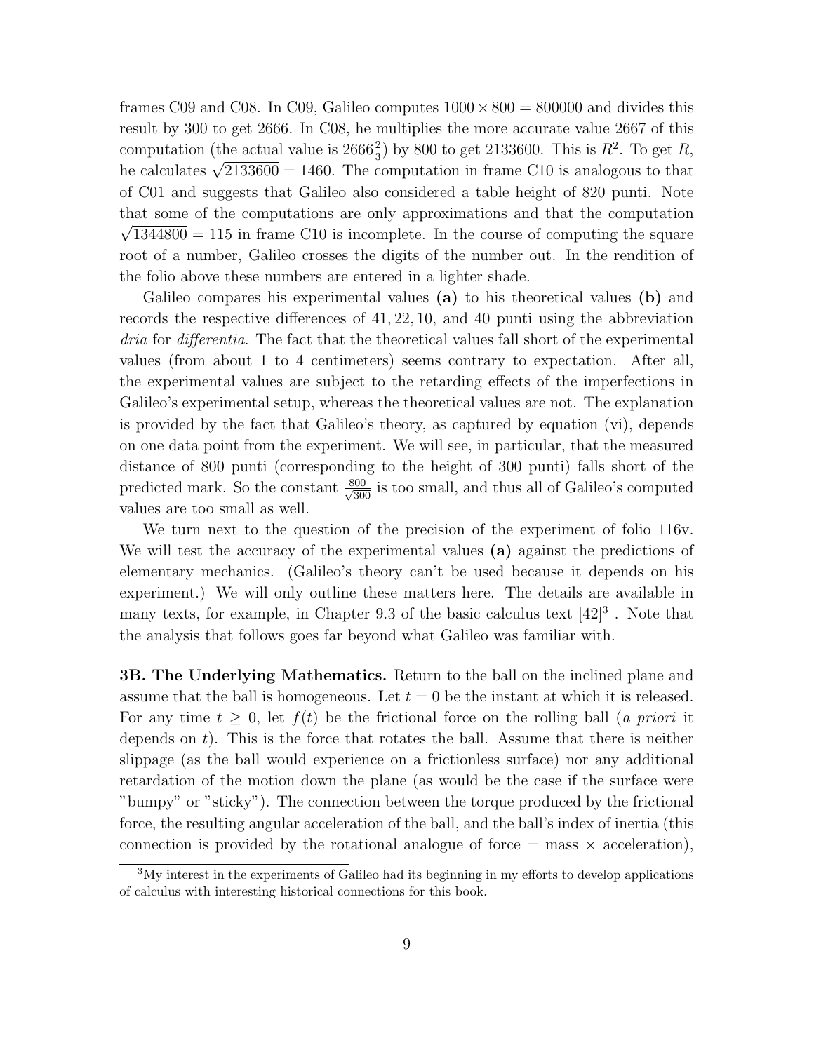frames C09 and C08. In C09, Galileo computes $1000 \times 800 = 800000$ and divides this result by 300 to get 2666. In C08, he multiplies the more accurate value 2667 of this computation (the actual value is $2666\frac{2}{3}$) by 800 to get 2133600. This is $R^2$. To get $R$, he calculates $\sqrt{2133600} = 1460$. The computation in frame C10 is analogous to that of C01 and suggests that Galileo also considered a table height of 820 punti. Note that some of the computations are only approximations and that the computation $\sqrt{1344800} = 115$ in frame C10 is incomplete. In the course of computing the square root of a number, Galileo crosses the digits of the number out. In the rendition of the folio above these numbers are entered in a lighter shade.

Galileo compares his experimental values **(a)** to his theoretical values **(b)** and records the respective differences of 41, 22, 10, and 40 punti using the abbreviation *dria* for *differentia*. The fact that the theoretical values fall short of the experimental values (from about 1 to 4 centimeters) seems contrary to expectation. After all, the experimental values are subject to the retarding effects of the imperfections in Galileo's experimental setup, whereas the theoretical values are not. The explanation is provided by the fact that Galileo's theory, as captured by equation (vi), depends on one data point from the experiment. We will see, in particular, that the measured distance of 800 punti (corresponding to the height of 300 punti) falls short of the predicted mark. So the constant $\frac{800}{\sqrt{300}}$ is too small, and thus all of Galileo's computed values are too small as well.

We turn next to the question of the precision of the experiment of folio 116v. We will test the accuracy of the experimental values **(a)** against the predictions of elementary mechanics. (Galileo's theory can't be used because it depends on his experiment.) We will only outline these matters here. The details are available in many texts, for example, in Chapter 9.3 of the basic calculus text [42][3] . Note that the analysis that follows goes far beyond what Galileo was familiar with.

**3B. The Underlying Mathematics.** Return to the ball on the inclined plane and assume that the ball is homogeneous. Let $t = 0$ be the instant at which it is released. For any time $t \geq 0$, let $f(t)$ be the frictional force on the rolling ball (*a priori* it depends on $t$). This is the force that rotates the ball. Assume that there is neither slippage (as the ball would experience on a frictionless surface) nor any additional retardation of the motion down the plane (as would be the case if the surface were "bumpy" or "sticky"). The connection between the torque produced by the frictional force, the resulting angular acceleration of the ball, and the ball's index of inertia (this connection is provided by the rotational analogue of force = mass × acceleration),

[3] My interest in the experiments of Galileo had its beginning in my efforts to develop applications of calculus with interesting historical connections for this book.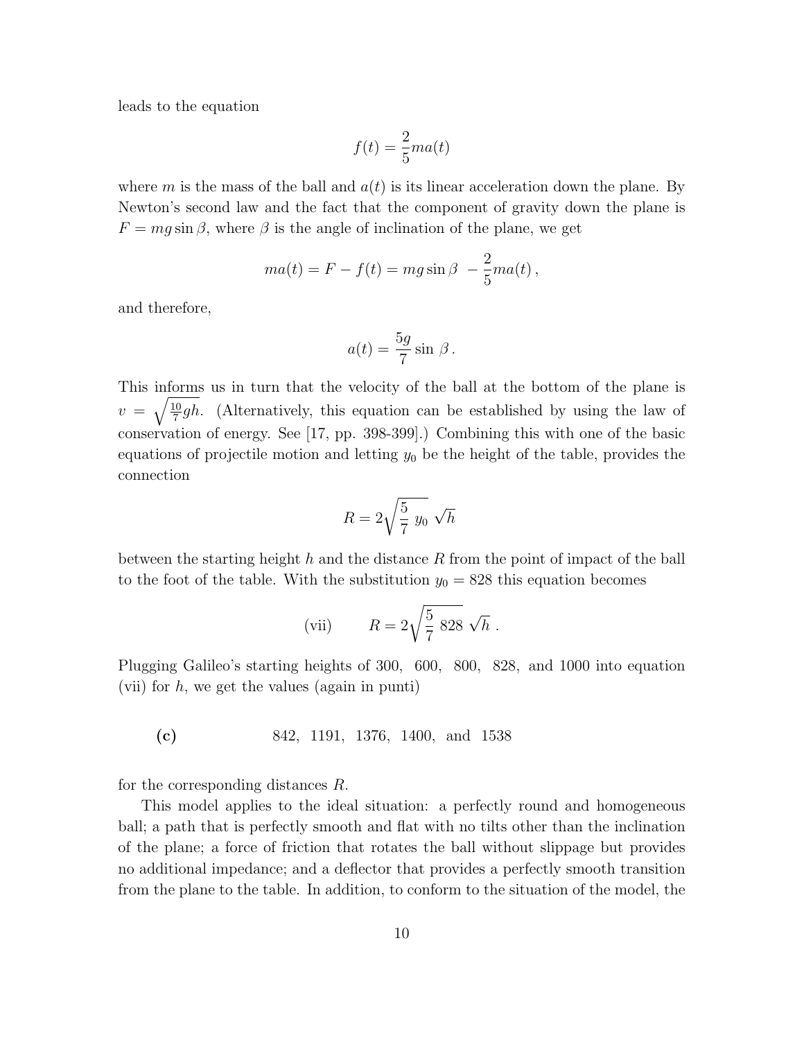leads to the equation

$$f(t) = \frac{2}{5}ma(t)$$

where $m$ is the mass of the ball and $a(t)$ is its linear acceleration down the plane. By Newton's second law and the fact that the component of gravity down the plane is $F = mg\sin\beta$, where $\beta$ is the angle of inclination of the plane, we get

$$ma(t) = F - f(t) = mg\sin\beta \ - \frac{2}{5}ma(t)\,,$$

and therefore,

$$a(t) = \frac{5g}{7}\sin\,\beta\,.$$

This informs us in turn that the velocity of the ball at the bottom of the plane is $v = \sqrt{\frac{10}{7}gh}$. (Alternatively, this equation can be established by using the law of conservation of energy. See [17, pp. 398-399].) Combining this with one of the basic equations of projectile motion and letting $y_0$ be the height of the table, provides the connection

$$R = 2\sqrt{\frac{5}{7}\ y_0}\ \sqrt{h}$$

between the starting height $h$ and the distance $R$ from the point of impact of the ball to the foot of the table. With the substitution $y_0 = 828$ this equation becomes

$$\text{(vii)} \qquad R = 2\sqrt{\frac{5}{7}\ 828}\ \sqrt{h}\ .$$

Plugging Galileo's starting heights of 300, 600, 800, 828, and 1000 into equation (vii) for $h$, we get the values (again in punti)

**(c)** 842, 1191, 1376, 1400, and 1538

for the corresponding distances $R$.

This model applies to the ideal situation: a perfectly round and homogeneous ball; a path that is perfectly smooth and flat with no tilts other than the inclination of the plane; a force of friction that rotates the ball without slippage but provides no additional impedance; and a deflector that provides a perfectly smooth transition from the plane to the table. In addition, to conform to the situation of the model, the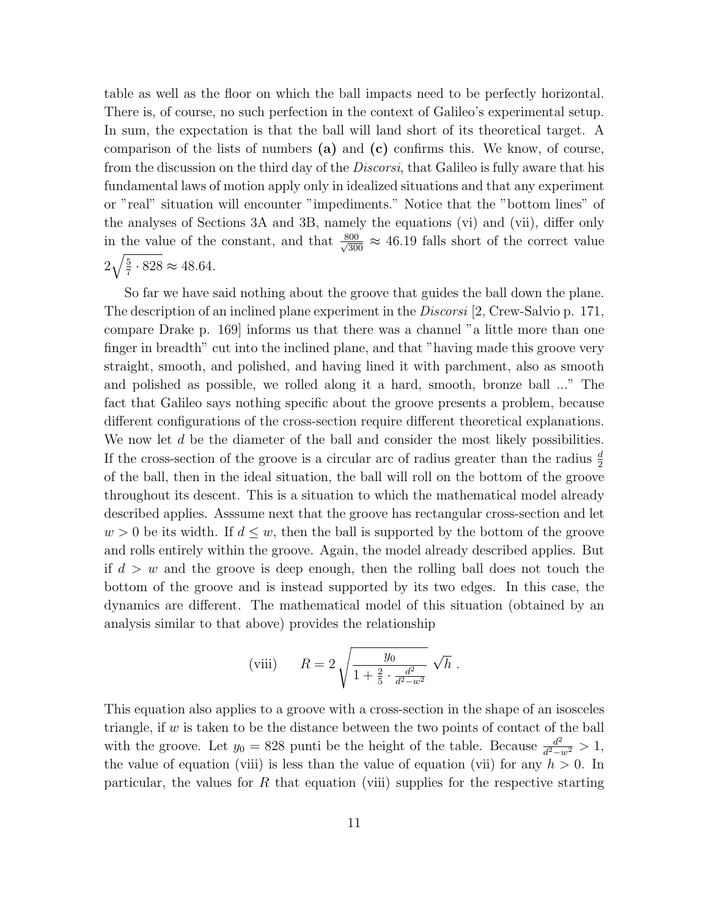table as well as the floor on which the ball impacts need to be perfectly horizontal. There is, of course, no such perfection in the context of Galileo's experimental setup. In sum, the expectation is that the ball will land short of its theoretical target. A comparison of the lists of numbers **(a)** and **(c)** confirms this. We know, of course, from the discussion on the third day of the *Discorsi*, that Galileo is fully aware that his fundamental laws of motion apply only in idealized situations and that any experiment or "real" situation will encounter "impediments." Notice that the "bottom lines" of the analyses of Sections 3A and 3B, namely the equations (vi) and (vii), differ only in the value of the constant, and that $\frac{800}{\sqrt{300}} \approx 46.19$ falls short of the correct value $2\sqrt{\frac{5}{7} \cdot 828} \approx 48.64$.

So far we have said nothing about the groove that guides the ball down the plane. The description of an inclined plane experiment in the *Discorsi* [2, Crew-Salvio p. 171, compare Drake p. 169] informs us that there was a channel "a little more than one finger in breadth" cut into the inclined plane, and that "having made this groove very straight, smooth, and polished, and having lined it with parchment, also as smooth and polished as possible, we rolled along it a hard, smooth, bronze ball ..." The fact that Galileo says nothing specific about the groove presents a problem, because different configurations of the cross-section require different theoretical explanations. We now let $d$ be the diameter of the ball and consider the most likely possibilities. If the cross-section of the groove is a circular arc of radius greater than the radius $\frac{d}{2}$ of the ball, then in the ideal situation, the ball will roll on the bottom of the groove throughout its descent. This is a situation to which the mathematical model already described applies. Asssume next that the groove has rectangular cross-section and let $w > 0$ be its width. If $d \leq w$, then the ball is supported by the bottom of the groove and rolls entirely within the groove. Again, the model already described applies. But if $d > w$ and the groove is deep enough, then the rolling ball does not touch the bottom of the groove and is instead supported by its two edges. In this case, the dynamics are different. The mathematical model of this situation (obtained by an analysis similar to that above) provides the relationship

$$\text{(viii)} \qquad R = 2\sqrt{\frac{y_0}{1 + \frac{2}{5} \cdot \frac{d^2}{d^2 - w^2}}}\,\sqrt{h}\ .$$

This equation also applies to a groove with a cross-section in the shape of an isosceles triangle, if $w$ is taken to be the distance between the two points of contact of the ball with the groove. Let $y_0 = 828$ punti be the height of the table. Because $\frac{d^2}{d^2 - w^2} > 1$, the value of equation (viii) is less than the value of equation (vii) for any $h > 0$. In particular, the values for $R$ that equation (viii) supplies for the respective starting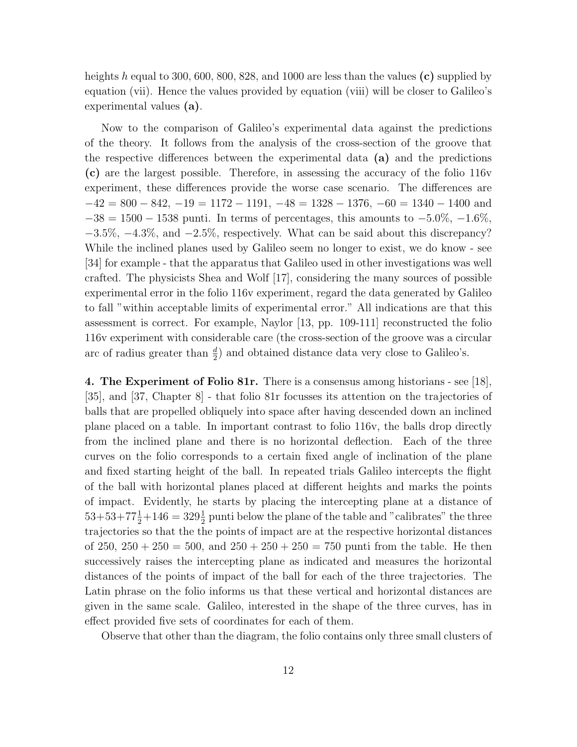heights $h$ equal to 300, 600, 800, 828, and 1000 are less than the values **(c)** supplied by equation (vii). Hence the values provided by equation (viii) will be closer to Galileo's experimental values **(a)**.

Now to the comparison of Galileo's experimental data against the predictions of the theory. It follows from the analysis of the cross-section of the groove that the respective differences between the experimental data **(a)** and the predictions **(c)** are the largest possible. Therefore, in assessing the accuracy of the folio 116v experiment, these differences provide the worse case scenario. The differences are $-42 = 800 - 842$, $-19 = 1172 - 1191$, $-48 = 1328 - 1376$, $-60 = 1340 - 1400$ and $-38 = 1500 - 1538$ punti. In terms of percentages, this amounts to $-5.0\%$, $-1.6\%$, $-3.5\%$, $-4.3\%$, and $-2.5\%$, respectively. What can be said about this discrepancy? While the inclined planes used by Galileo seem no longer to exist, we do know - see [34] for example - that the apparatus that Galileo used in other investigations was well crafted. The physicists Shea and Wolf [17], considering the many sources of possible experimental error in the folio 116v experiment, regard the data generated by Galileo to fall "within acceptable limits of experimental error." All indications are that this assessment is correct. For example, Naylor [13, pp. 109-111] reconstructed the folio 116v experiment with considerable care (the cross-section of the groove was a circular arc of radius greater than $\frac{d}{2}$) and obtained distance data very close to Galileo's.

**4. The Experiment of Folio 81r.** There is a consensus among historians - see [18], [35], and [37, Chapter 8] - that folio 81r focusses its attention on the trajectories of balls that are propelled obliquely into space after having descended down an inclined plane placed on a table. In important contrast to folio 116v, the balls drop directly from the inclined plane and there is no horizontal deflection. Each of the three curves on the folio corresponds to a certain fixed angle of inclination of the plane and fixed starting height of the ball. In repeated trials Galileo intercepts the flight of the ball with horizontal planes placed at different heights and marks the points of impact. Evidently, he starts by placing the intercepting plane at a distance of $53+53+77\frac{1}{2}+146 = 329\frac{1}{2}$ punti below the plane of the table and "calibrates" the three trajectories so that the the points of impact are at the respective horizontal distances of 250, $250 + 250 = 500$, and $250 + 250 + 250 = 750$ punti from the table. He then successively raises the intercepting plane as indicated and measures the horizontal distances of the points of impact of the ball for each of the three trajectories. The Latin phrase on the folio informs us that these vertical and horizontal distances are given in the same scale. Galileo, interested in the shape of the three curves, has in effect provided five sets of coordinates for each of them.

Observe that other than the diagram, the folio contains only three small clusters of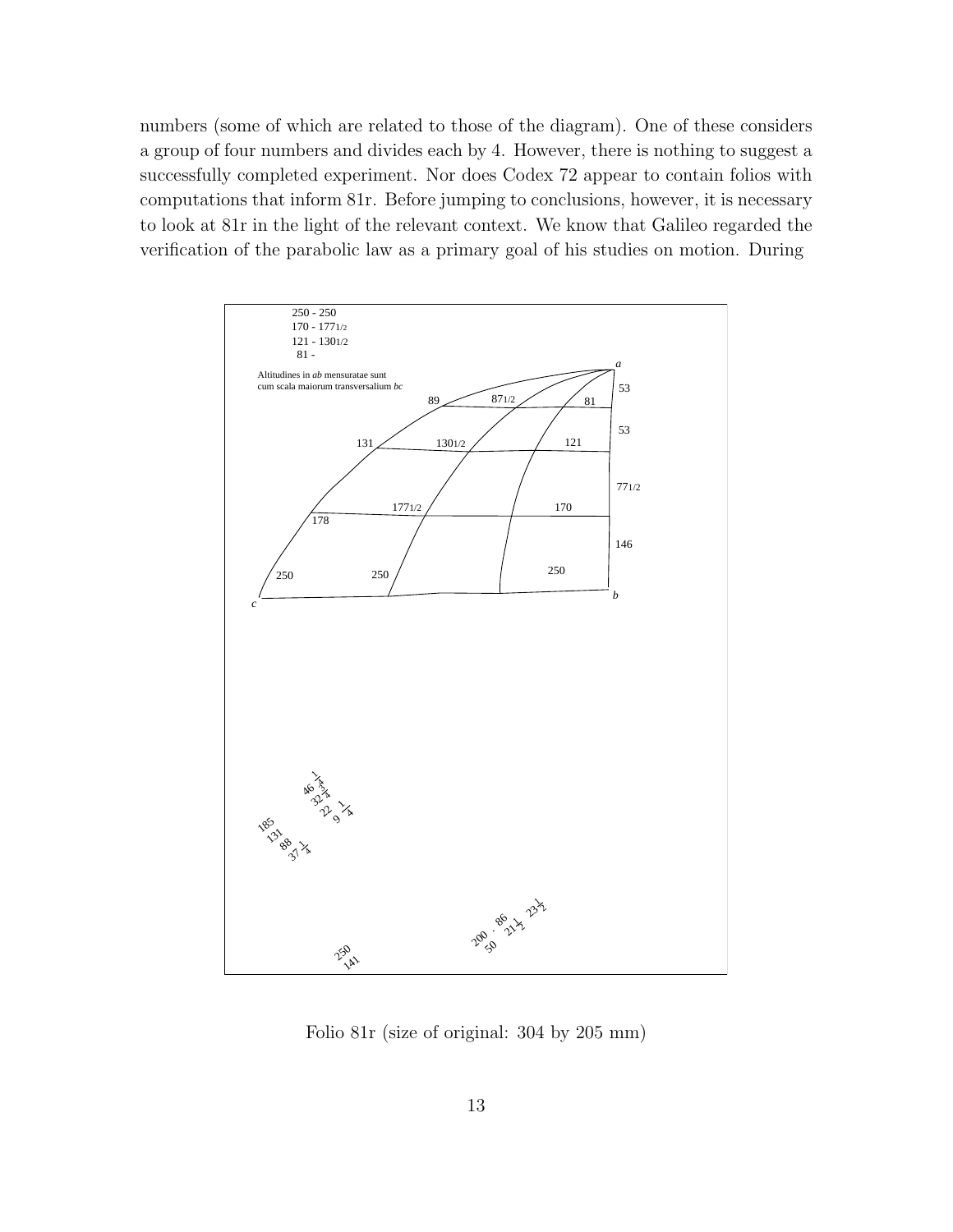numbers (some of which are related to those of the diagram). One of these considers a group of four numbers and divides each by 4. However, there is nothing to suggest a successfully completed experiment. Nor does Codex 72 appear to contain folios with computations that inform 81r. Before jumping to conclusions, however, it is necessary to look at 81r in the light of the relevant context. We know that Galileo regarded the verification of the parabolic law as a primary goal of his studies on motion. During

Folio 81r (size of original: 304 by 205 mm)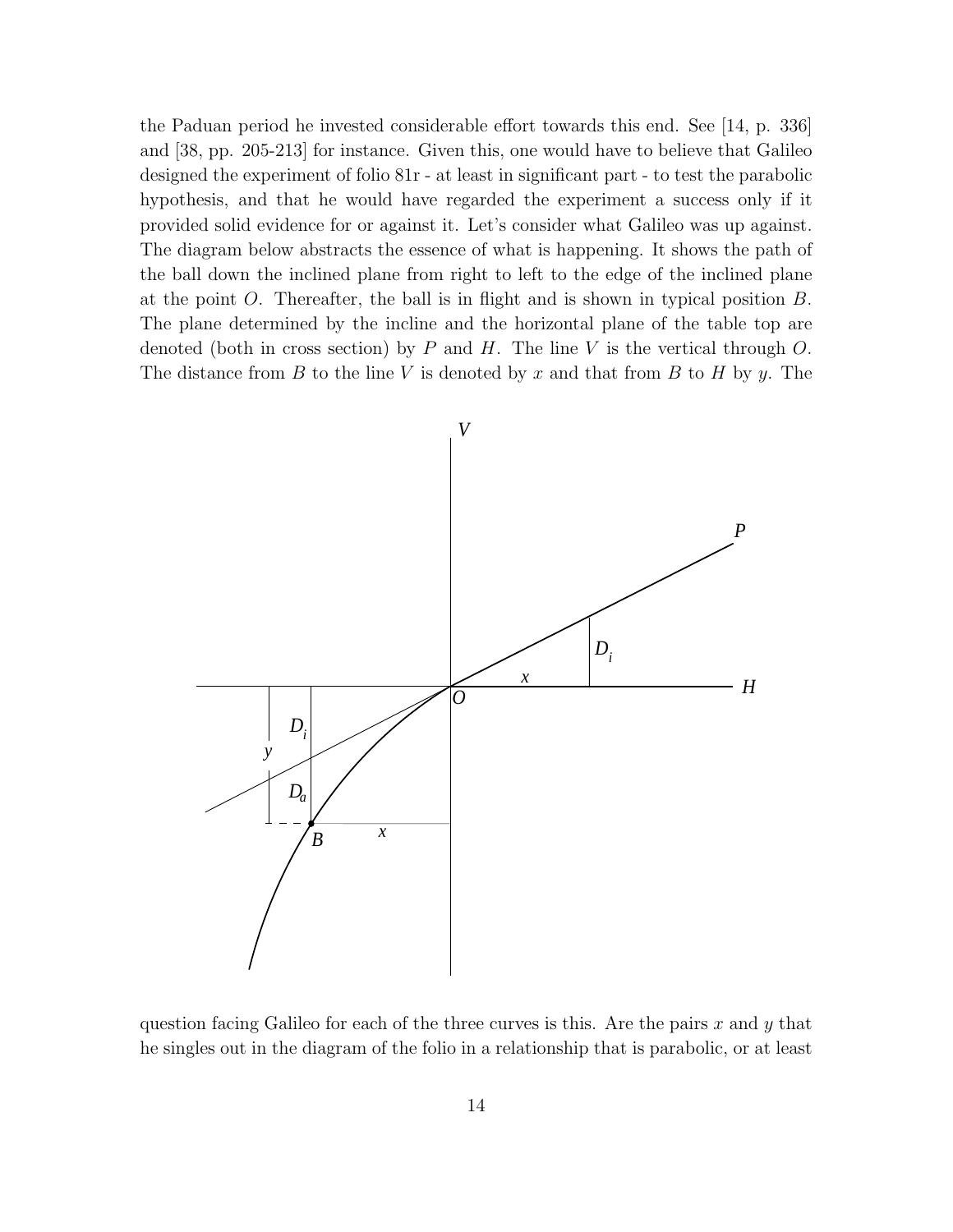the Paduan period he invested considerable effort towards this end. See [14, p. 336] and [38, pp. 205-213] for instance. Given this, one would have to believe that Galileo designed the experiment of folio 81r - at least in significant part - to test the parabolic hypothesis, and that he would have regarded the experiment a success only if it provided solid evidence for or against it. Let's consider what Galileo was up against. The diagram below abstracts the essence of what is happening. It shows the path of the ball down the inclined plane from right to left to the edge of the inclined plane at the point $O$. Thereafter, the ball is in flight and is shown in typical position $B$. The plane determined by the incline and the horizontal plane of the table top are denoted (both in cross section) by $P$ and $H$. The line $V$ is the vertical through $O$. The distance from $B$ to the line $V$ is denoted by $x$ and that from $B$ to $H$ by $y$. The

question facing Galileo for each of the three curves is this. Are the pairs $x$ and $y$ that he singles out in the diagram of the folio in a relationship that is parabolic, or at least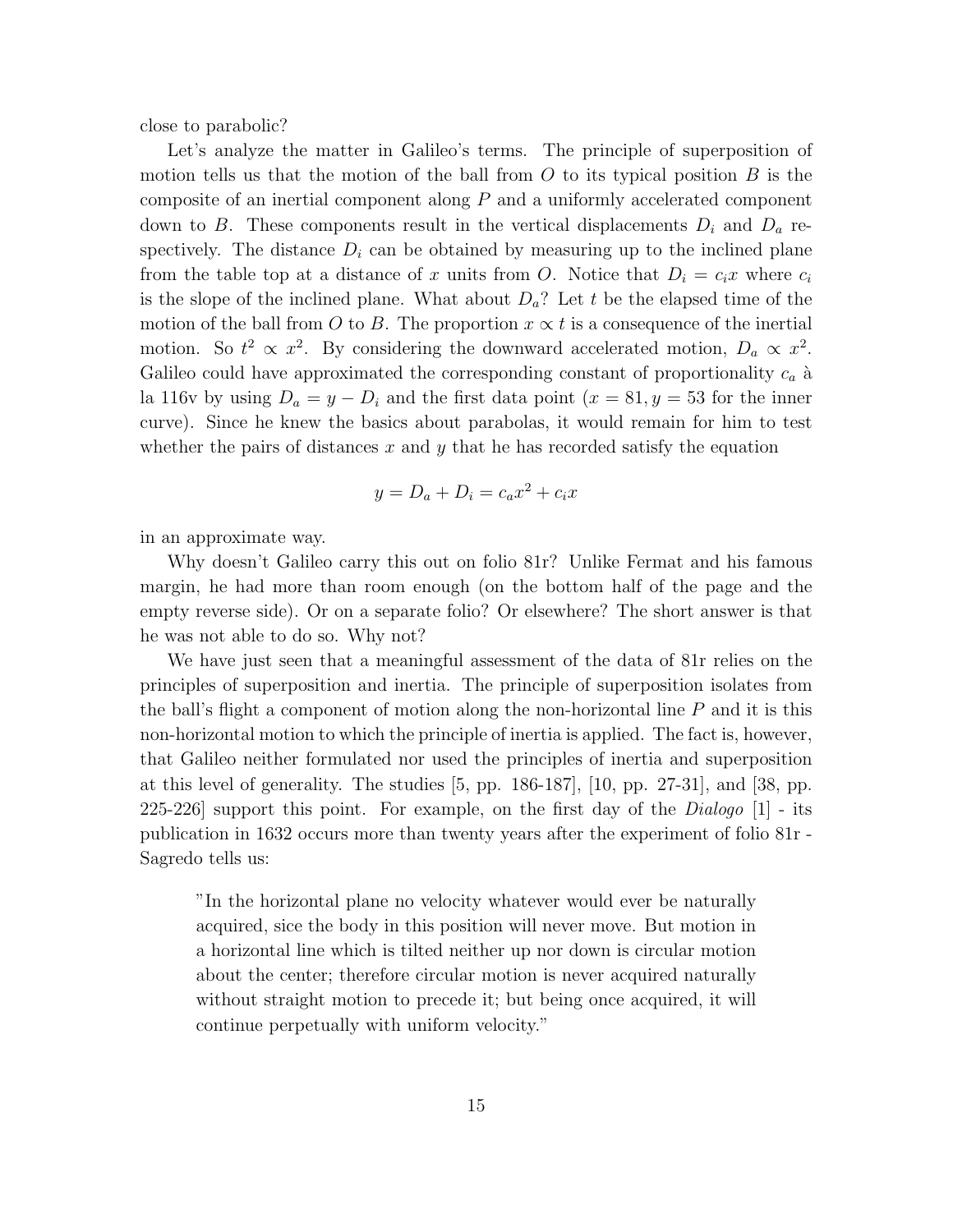close to parabolic?

Let's analyze the matter in Galileo's terms. The principle of superposition of motion tells us that the motion of the ball from $O$ to its typical position $B$ is the composite of an inertial component along $P$ and a uniformly accelerated component down to $B$. These components result in the vertical displacements $D_i$ and $D_a$ respectively. The distance $D_i$ can be obtained by measuring up to the inclined plane from the table top at a distance of $x$ units from $O$. Notice that $D_i = c_i x$ where $c_i$ is the slope of the inclined plane. What about $D_a$? Let $t$ be the elapsed time of the motion of the ball from $O$ to $B$. The proportion $x \propto t$ is a consequence of the inertial motion. So $t^2 \propto x^2$. By considering the downward accelerated motion, $D_a \propto x^2$. Galileo could have approximated the corresponding constant of proportionality $c_a$ à la 116v by using $D_a = y - D_i$ and the first data point ($x = 81, y = 53$ for the inner curve). Since he knew the basics about parabolas, it would remain for him to test whether the pairs of distances $x$ and $y$ that he has recorded satisfy the equation

$$y = D_a + D_i = c_a x^2 + c_i x$$

in an approximate way.

Why doesn't Galileo carry this out on folio 81r? Unlike Fermat and his famous margin, he had more than room enough (on the bottom half of the page and the empty reverse side). Or on a separate folio? Or elsewhere? The short answer is that he was not able to do so. Why not?

We have just seen that a meaningful assessment of the data of 81r relies on the principles of superposition and inertia. The principle of superposition isolates from the ball's flight a component of motion along the non-horizontal line $P$ and it is this non-horizontal motion to which the principle of inertia is applied. The fact is, however, that Galileo neither formulated nor used the principles of inertia and superposition at this level of generality. The studies [5, pp. 186-187], [10, pp. 27-31], and [38, pp. 225-226] support this point. For example, on the first day of the *Dialogo* [1] - its publication in 1632 occurs more than twenty years after the experiment of folio 81r - Sagredo tells us:

> "In the horizontal plane no velocity whatever would ever be naturally acquired, sice the body in this position will never move. But motion in a horizontal line which is tilted neither up nor down is circular motion about the center; therefore circular motion is never acquired naturally without straight motion to precede it; but being once acquired, it will continue perpetually with uniform velocity."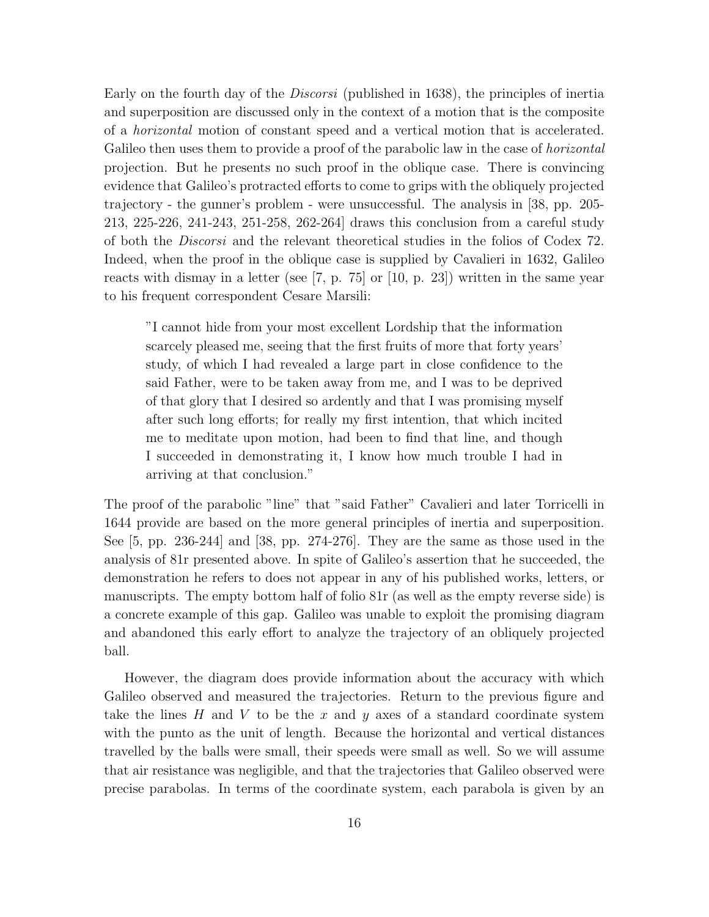Early on the fourth day of the *Discorsi* (published in 1638), the principles of inertia and superposition are discussed only in the context of a motion that is the composite of a *horizontal* motion of constant speed and a vertical motion that is accelerated. Galileo then uses them to provide a proof of the parabolic law in the case of *horizontal* projection. But he presents no such proof in the oblique case. There is convincing evidence that Galileo's protracted efforts to come to grips with the obliquely projected trajectory - the gunner's problem - were unsuccessful. The analysis in [38, pp. 205-213, 225-226, 241-243, 251-258, 262-264] draws this conclusion from a careful study of both the *Discorsi* and the relevant theoretical studies in the folios of Codex 72. Indeed, when the proof in the oblique case is supplied by Cavalieri in 1632, Galileo reacts with dismay in a letter (see [7, p. 75] or [10, p. 23]) written in the same year to his frequent correspondent Cesare Marsili:

> "I cannot hide from your most excellent Lordship that the information scarcely pleased me, seeing that the first fruits of more that forty years' study, of which I had revealed a large part in close confidence to the said Father, were to be taken away from me, and I was to be deprived of that glory that I desired so ardently and that I was promising myself after such long efforts; for really my first intention, that which incited me to meditate upon motion, had been to find that line, and though I succeeded in demonstrating it, I know how much trouble I had in arriving at that conclusion."

The proof of the parabolic "line" that "said Father" Cavalieri and later Torricelli in 1644 provide are based on the more general principles of inertia and superposition. See [5, pp. 236-244] and [38, pp. 274-276]. They are the same as those used in the analysis of 81r presented above. In spite of Galileo's assertion that he succeeded, the demonstration he refers to does not appear in any of his published works, letters, or manuscripts. The empty bottom half of folio 81r (as well as the empty reverse side) is a concrete example of this gap. Galileo was unable to exploit the promising diagram and abandoned this early effort to analyze the trajectory of an obliquely projected ball.

However, the diagram does provide information about the accuracy with which Galileo observed and measured the trajectories. Return to the previous figure and take the lines $H$ and $V$ to be the $x$ and $y$ axes of a standard coordinate system with the punto as the unit of length. Because the horizontal and vertical distances travelled by the balls were small, their speeds were small as well. So we will assume that air resistance was negligible, and that the trajectories that Galileo observed were precise parabolas. In terms of the coordinate system, each parabola is given by an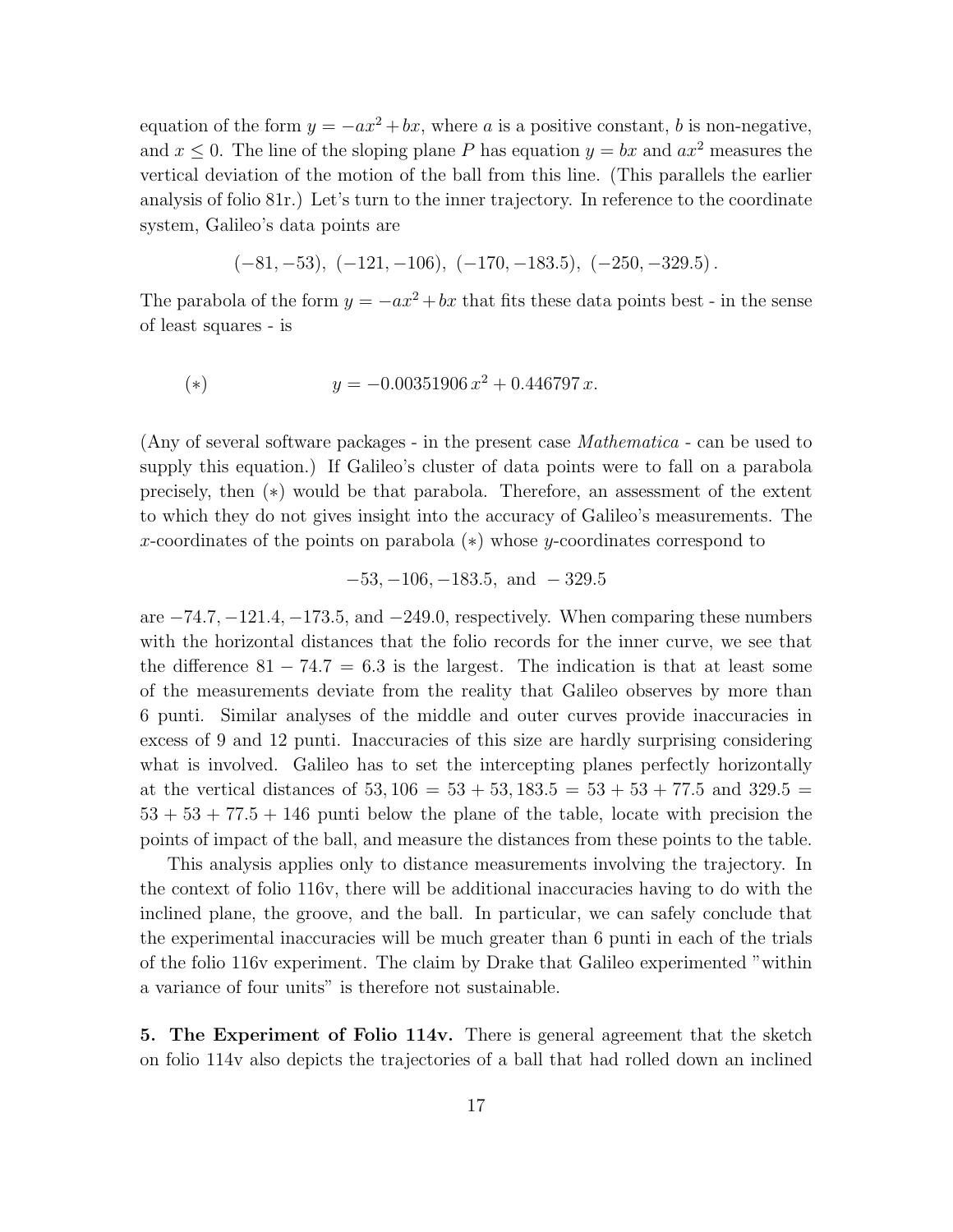equation of the form $y = -ax^2 + bx$, where $a$ is a positive constant, $b$ is non-negative, and $x \leq 0$. The line of the sloping plane $P$ has equation $y = bx$ and $ax^2$ measures the vertical deviation of the motion of the ball from this line. (This parallels the earlier analysis of folio 81r.) Let's turn to the inner trajectory. In reference to the coordinate system, Galileo's data points are

$$(-81, -53),\ (-121, -106),\ (-170, -183.5),\ (-250, -329.5)\,.$$

The parabola of the form $y = -ax^2 + bx$ that fits these data points best - in the sense of least squares - is

$$(*) \qquad\qquad y = -0.00351906\, x^2 + 0.446797\, x.$$

(Any of several software packages - in the present case *Mathematica* - can be used to supply this equation.) If Galileo's cluster of data points were to fall on a parabola precisely, then $(*)$ would be that parabola. Therefore, an assessment of the extent to which they do not gives insight into the accuracy of Galileo's measurements. The $x$-coordinates of the points on parabola $(*)$ whose $y$-coordinates correspond to

$$-53, -106, -183.5, \text{ and } -329.5$$

are $-74.7, -121.4, -173.5$, and $-249.0$, respectively. When comparing these numbers with the horizontal distances that the folio records for the inner curve, we see that the difference $81 - 74.7 = 6.3$ is the largest. The indication is that at least some of the measurements deviate from the reality that Galileo observes by more than 6 punti. Similar analyses of the middle and outer curves provide inaccuracies in excess of 9 and 12 punti. Inaccuracies of this size are hardly surprising considering what is involved. Galileo has to set the intercepting planes perfectly horizontally at the vertical distances of $53, 106 = 53 + 53, 183.5 = 53 + 53 + 77.5$ and $329.5 = 53 + 53 + 77.5 + 146$ punti below the plane of the table, locate with precision the points of impact of the ball, and measure the distances from these points to the table.

This analysis applies only to distance measurements involving the trajectory. In the context of folio 116v, there will be additional inaccuracies having to do with the inclined plane, the groove, and the ball. In particular, we can safely conclude that the experimental inaccuracies will be much greater than 6 punti in each of the trials of the folio 116v experiment. The claim by Drake that Galileo experimented "within a variance of four units" is therefore not sustainable.

**5. The Experiment of Folio 114v.** There is general agreement that the sketch on folio 114v also depicts the trajectories of a ball that had rolled down an inclined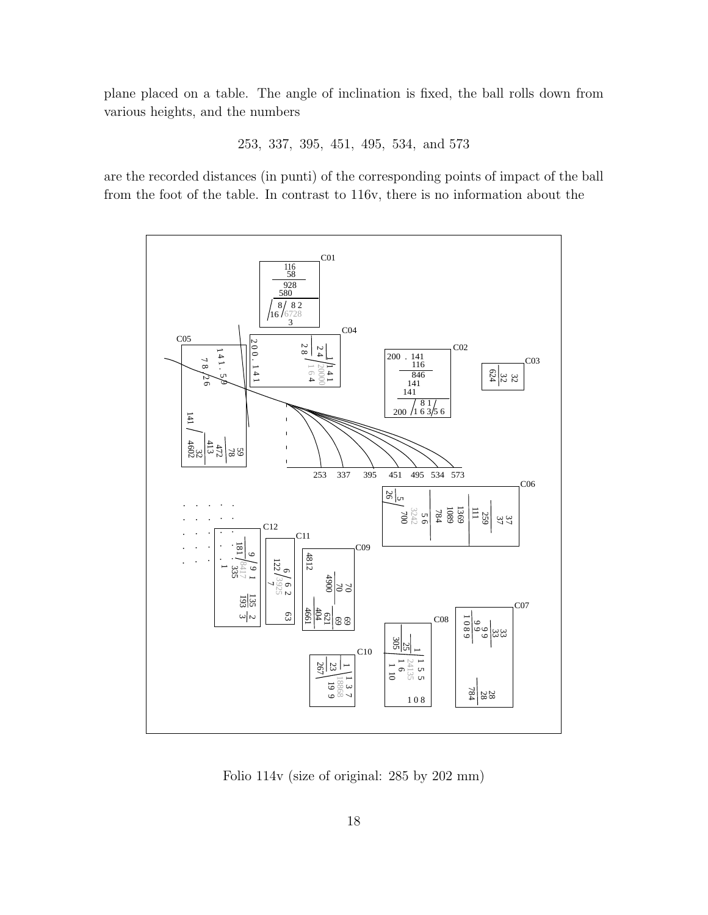plane placed on a table. The angle of inclination is fixed, the ball rolls down from various heights, and the numbers

253, 337, 395, 451, 495, 534, and 573

are the recorded distances (in punti) of the corresponding points of impact of the ball from the foot of the table. In contrast to 116v, there is no information about the

Folio 114v (size of original: 285 by 202 mm)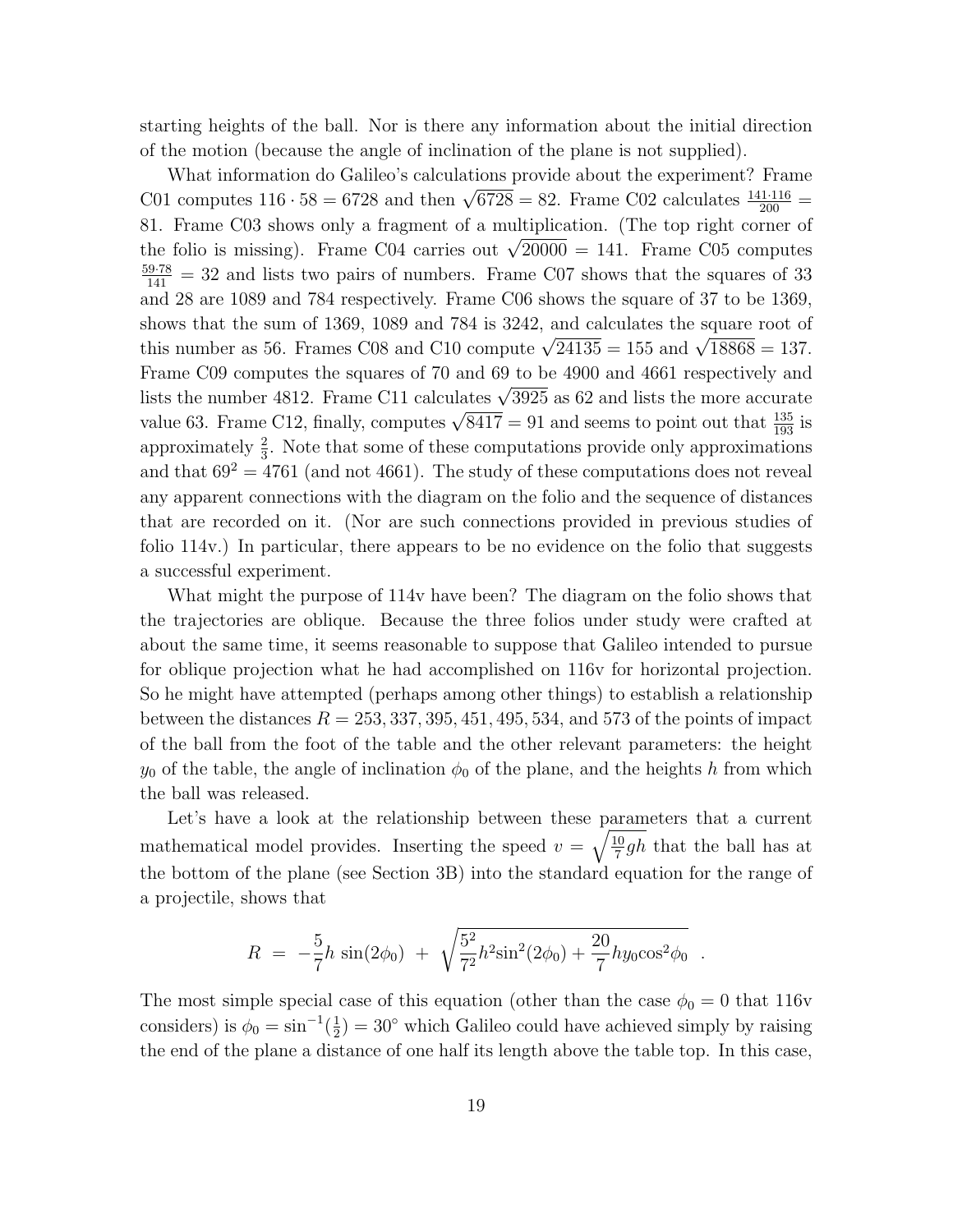starting heights of the ball. Nor is there any information about the initial direction of the motion (because the angle of inclination of the plane is not supplied).

What information do Galileo's calculations provide about the experiment? Frame C01 computes $116 \cdot 58 = 6728$ and then $\sqrt{6728} = 82$. Frame C02 calculates $\frac{141 \cdot 116}{200} = 81$. Frame C03 shows only a fragment of a multiplication. (The top right corner of the folio is missing). Frame C04 carries out $\sqrt{20000} = 141$. Frame C05 computes $\frac{59 \cdot 78}{141} = 32$ and lists two pairs of numbers. Frame C07 shows that the squares of 33 and 28 are 1089 and 784 respectively. Frame C06 shows the square of 37 to be 1369, shows that the sum of 1369, 1089 and 784 is 3242, and calculates the square root of this number as 56. Frames C08 and C10 compute $\sqrt{24135} = 155$ and $\sqrt{18868} = 137$. Frame C09 computes the squares of 70 and 69 to be 4900 and 4661 respectively and lists the number 4812. Frame C11 calculates $\sqrt{3925}$ as 62 and lists the more accurate value 63. Frame C12, finally, computes $\sqrt{8417} = 91$ and seems to point out that $\frac{135}{193}$ is approximately $\frac{2}{3}$. Note that some of these computations provide only approximations and that $69^2 = 4761$ (and not 4661). The study of these computations does not reveal any apparent connections with the diagram on the folio and the sequence of distances that are recorded on it. (Nor are such connections provided in previous studies of folio 114v.) In particular, there appears to be no evidence on the folio that suggests a successful experiment.

What might the purpose of 114v have been? The diagram on the folio shows that the trajectories are oblique. Because the three folios under study were crafted at about the same time, it seems reasonable to suppose that Galileo intended to pursue for oblique projection what he had accomplished on 116v for horizontal projection. So he might have attempted (perhaps among other things) to establish a relationship between the distances $R = 253, 337, 395, 451, 495, 534$, and $573$ of the points of impact of the ball from the foot of the table and the other relevant parameters: the height $y_0$ of the table, the angle of inclination $\phi_0$ of the plane, and the heights $h$ from which the ball was released.

Let's have a look at the relationship between these parameters that a current mathematical model provides. Inserting the speed $v = \sqrt{\frac{10}{7}gh}$ that the ball has at the bottom of the plane (see Section 3B) into the standard equation for the range of a projectile, shows that

$$R \;=\; -\frac{5}{7}h\,\sin(2\phi_0) \;+\; \sqrt{\frac{5^2}{7^2}h^2\sin^2(2\phi_0) + \frac{20}{7}hy_0\cos^2\phi_0}\;\;.$$

The most simple special case of this equation (other than the case $\phi_0 = 0$ that 116v considers) is $\phi_0 = \sin^{-1}(\frac{1}{2}) = 30^\circ$ which Galileo could have achieved simply by raising the end of the plane a distance of one half its length above the table top. In this case,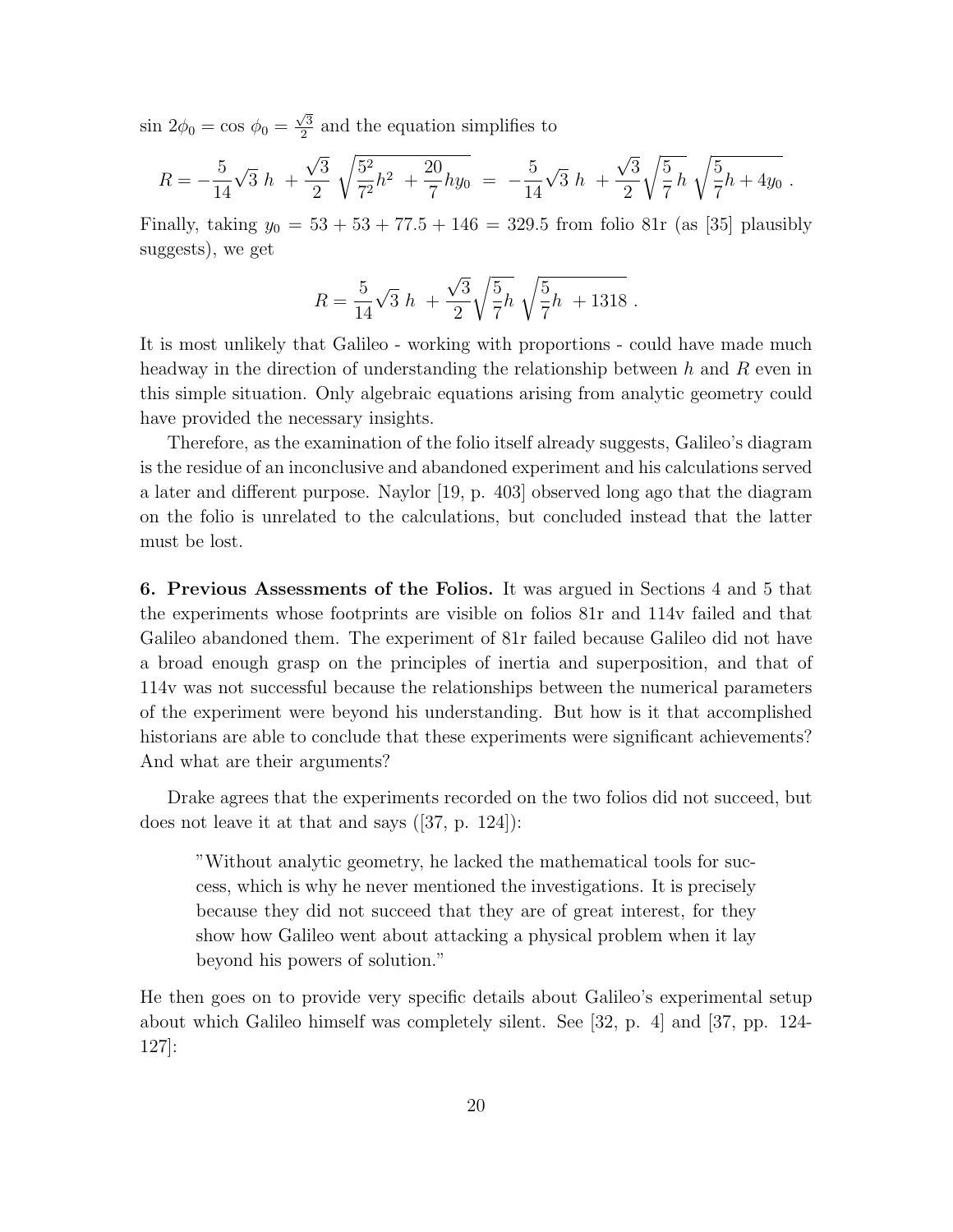$\sin 2\phi_0 = \cos \phi_0 = \frac{\sqrt{3}}{2}$ and the equation simplifies to

$$R = -\frac{5}{14}\sqrt{3}\ h\ + \frac{\sqrt{3}}{2}\ \sqrt{\frac{5^2}{7^2}h^2\ + \frac{20}{7}hy_0}\ =\ -\frac{5}{14}\sqrt{3}\ h\ + \frac{\sqrt{3}}{2}\sqrt{\frac{5}{7}\,h}\ \sqrt{\frac{5}{7}h + 4y_0}\ .$$

Finally, taking $y_0 = 53 + 53 + 77.5 + 146 = 329.5$ from folio 81r (as [35] plausibly suggests), we get

$$R = \frac{5}{14}\sqrt{3}\ h\ + \frac{\sqrt{3}}{2}\sqrt{\frac{5}{7}h}\ \sqrt{\frac{5}{7}h\ + 1318}\ .$$

It is most unlikely that Galileo - working with proportions - could have made much headway in the direction of understanding the relationship between $h$ and $R$ even in this simple situation. Only algebraic equations arising from analytic geometry could have provided the necessary insights.

Therefore, as the examination of the folio itself already suggests, Galileo's diagram is the residue of an inconclusive and abandoned experiment and his calculations served a later and different purpose. Naylor [19, p. 403] observed long ago that the diagram on the folio is unrelated to the calculations, but concluded instead that the latter must be lost.

**6. Previous Assessments of the Folios.** It was argued in Sections 4 and 5 that the experiments whose footprints are visible on folios 81r and 114v failed and that Galileo abandoned them. The experiment of 81r failed because Galileo did not have a broad enough grasp on the principles of inertia and superposition, and that of 114v was not successful because the relationships between the numerical parameters of the experiment were beyond his understanding. But how is it that accomplished historians are able to conclude that these experiments were significant achievements? And what are their arguments?

Drake agrees that the experiments recorded on the two folios did not succeed, but does not leave it at that and says ([37, p. 124]):

> "Without analytic geometry, he lacked the mathematical tools for success, which is why he never mentioned the investigations. It is precisely because they did not succeed that they are of great interest, for they show how Galileo went about attacking a physical problem when it lay beyond his powers of solution."

He then goes on to provide very specific details about Galileo's experimental setup about which Galileo himself was completely silent. See [32, p. 4] and [37, pp. 124-127]: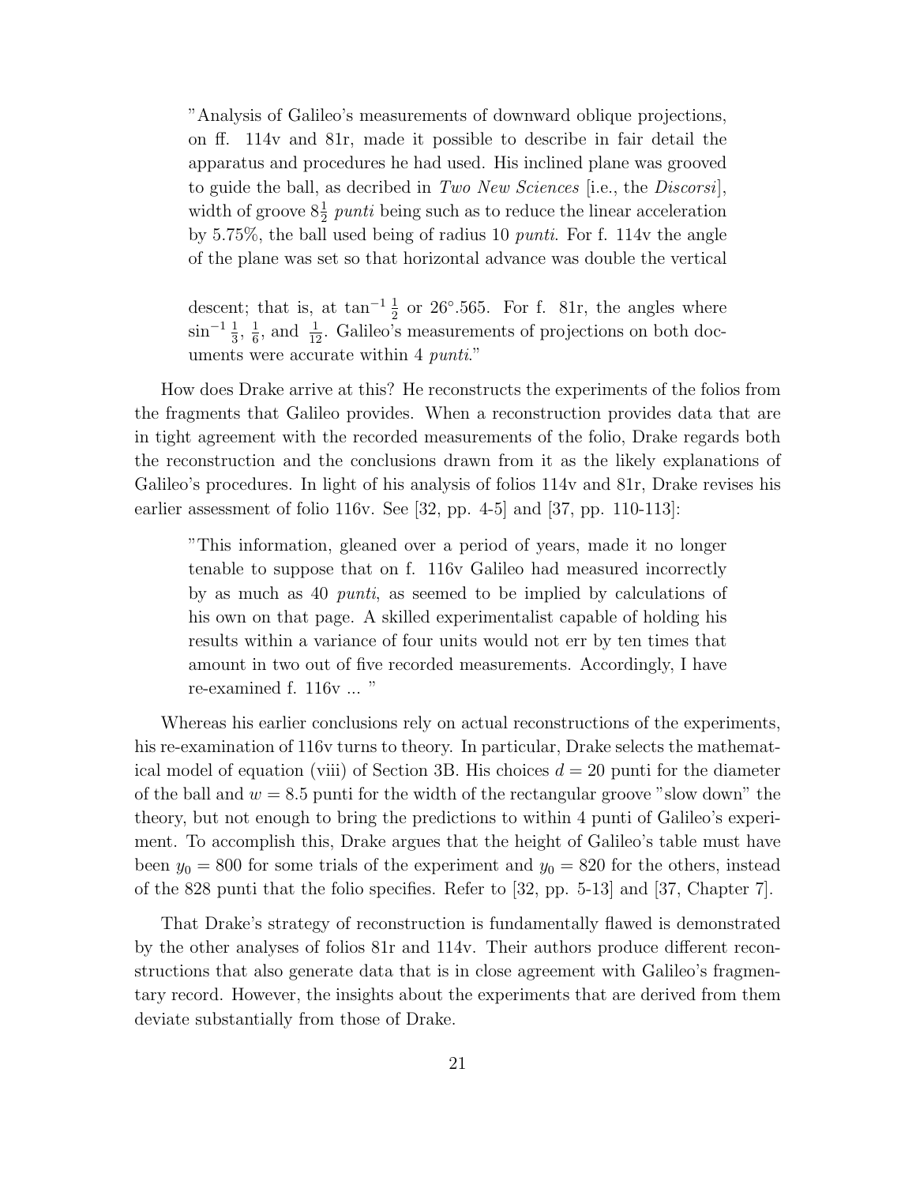> "Analysis of Galileo's measurements of downward oblique projections, on ff. 114v and 81r, made it possible to describe in fair detail the apparatus and procedures he had used. His inclined plane was grooved to guide the ball, as decribed in *Two New Sciences* [i.e., the *Discorsi*], width of groove $8\frac{1}{2}$ *punti* being such as to reduce the linear acceleration by 5.75%, the ball used being of radius 10 *punti*. For f. 114v the angle of the plane was set so that horizontal advance was double the vertical descent; that is, at $\tan^{-1}\frac{1}{2}$ or $26^\circ.565$. For f. 81r, the angles where $\sin^{-1}\frac{1}{3}$, $\frac{1}{6}$, and $\frac{1}{12}$. Galileo's measurements of projections on both documents were accurate within 4 *punti*."

How does Drake arrive at this? He reconstructs the experiments of the folios from the fragments that Galileo provides. When a reconstruction provides data that are in tight agreement with the recorded measurements of the folio, Drake regards both the reconstruction and the conclusions drawn from it as the likely explanations of Galileo's procedures. In light of his analysis of folios 114v and 81r, Drake revises his earlier assessment of folio 116v. See [32, pp. 4-5] and [37, pp. 110-113]:

> "This information, gleaned over a period of years, made it no longer tenable to suppose that on f. 116v Galileo had measured incorrectly by as much as 40 *punti*, as seemed to be implied by calculations of his own on that page. A skilled experimentalist capable of holding his results within a variance of four units would not err by ten times that amount in two out of five recorded measurements. Accordingly, I have re-examined f. 116v ... "

Whereas his earlier conclusions rely on actual reconstructions of the experiments, his re-examination of 116v turns to theory. In particular, Drake selects the mathematical model of equation (viii) of Section 3B. His choices $d = 20$ punti for the diameter of the ball and $w = 8.5$ punti for the width of the rectangular groove "slow down" the theory, but not enough to bring the predictions to within 4 punti of Galileo's experiment. To accomplish this, Drake argues that the height of Galileo's table must have been $y_0 = 800$ for some trials of the experiment and $y_0 = 820$ for the others, instead of the 828 punti that the folio specifies. Refer to [32, pp. 5-13] and [37, Chapter 7].

That Drake's strategy of reconstruction is fundamentally flawed is demonstrated by the other analyses of folios 81r and 114v. Their authors produce different reconstructions that also generate data that is in close agreement with Galileo's fragmentary record. However, the insights about the experiments that are derived from them deviate substantially from those of Drake.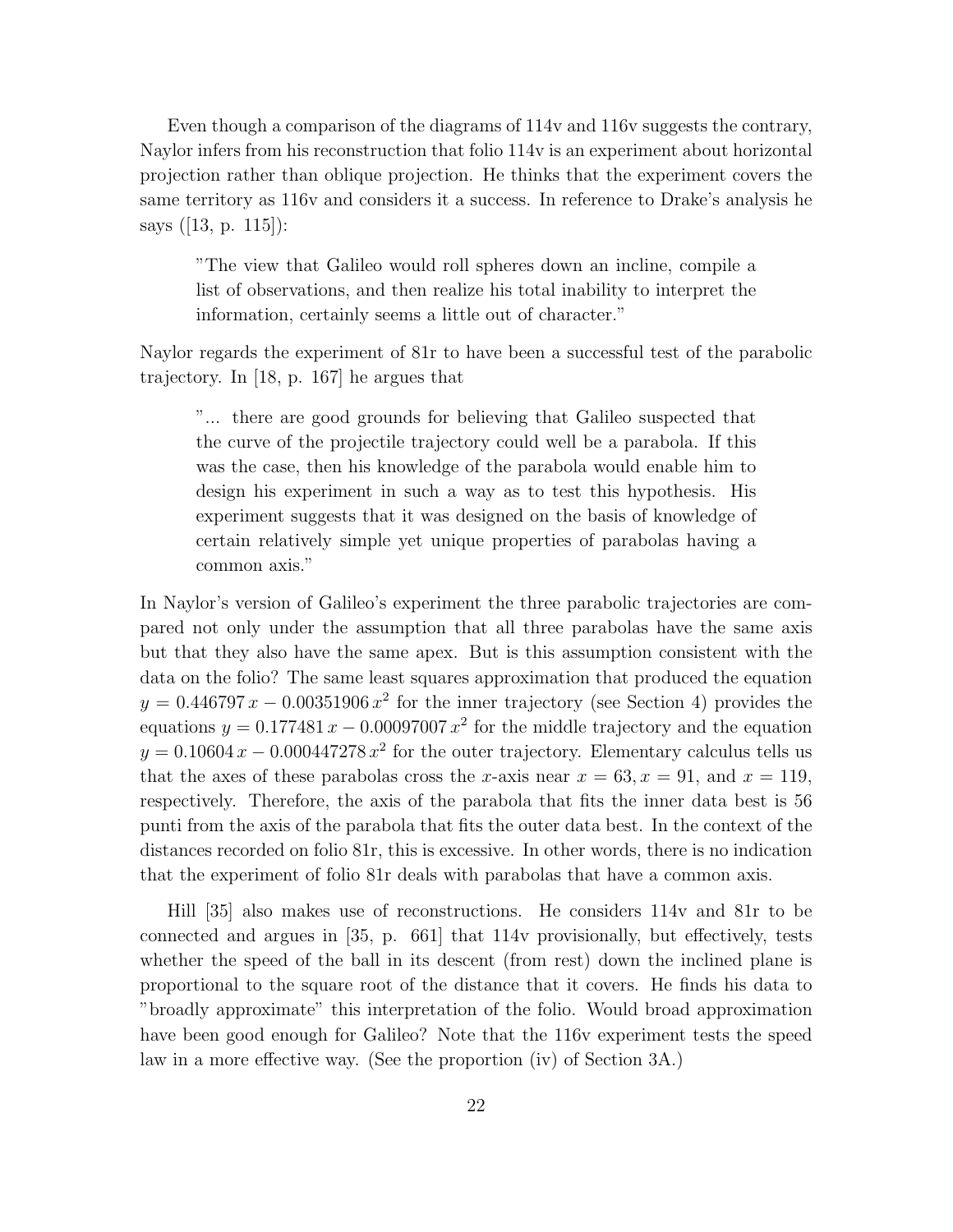Even though a comparison of the diagrams of 114v and 116v suggests the contrary, Naylor infers from his reconstruction that folio 114v is an experiment about horizontal projection rather than oblique projection. He thinks that the experiment covers the same territory as 116v and considers it a success. In reference to Drake's analysis he says ([13, p. 115]):

> "The view that Galileo would roll spheres down an incline, compile a list of observations, and then realize his total inability to interpret the information, certainly seems a little out of character."

Naylor regards the experiment of 81r to have been a successful test of the parabolic trajectory. In [18, p. 167] he argues that

> "... there are good grounds for believing that Galileo suspected that the curve of the projectile trajectory could well be a parabola. If this was the case, then his knowledge of the parabola would enable him to design his experiment in such a way as to test this hypothesis. His experiment suggests that it was designed on the basis of knowledge of certain relatively simple yet unique properties of parabolas having a common axis."

In Naylor's version of Galileo's experiment the three parabolic trajectories are compared not only under the assumption that all three parabolas have the same axis but that they also have the same apex. But is this assumption consistent with the data on the folio? The same least squares approximation that produced the equation $y = 0.446797\,x - 0.00351906\,x^2$ for the inner trajectory (see Section 4) provides the equations $y = 0.177481\,x - 0.00097007\,x^2$ for the middle trajectory and the equation $y = 0.10604\,x - 0.000447278\,x^2$ for the outer trajectory. Elementary calculus tells us that the axes of these parabolas cross the $x$-axis near $x = 63, x = 91$, and $x = 119$, respectively. Therefore, the axis of the parabola that fits the inner data best is 56 punti from the axis of the parabola that fits the outer data best. In the context of the distances recorded on folio 81r, this is excessive. In other words, there is no indication that the experiment of folio 81r deals with parabolas that have a common axis.

Hill [35] also makes use of reconstructions. He considers 114v and 81r to be connected and argues in [35, p. 661] that 114v provisionally, but effectively, tests whether the speed of the ball in its descent (from rest) down the inclined plane is proportional to the square root of the distance that it covers. He finds his data to "broadly approximate" this interpretation of the folio. Would broad approximation have been good enough for Galileo? Note that the 116v experiment tests the speed law in a more effective way. (See the proportion (iv) of Section 3A.)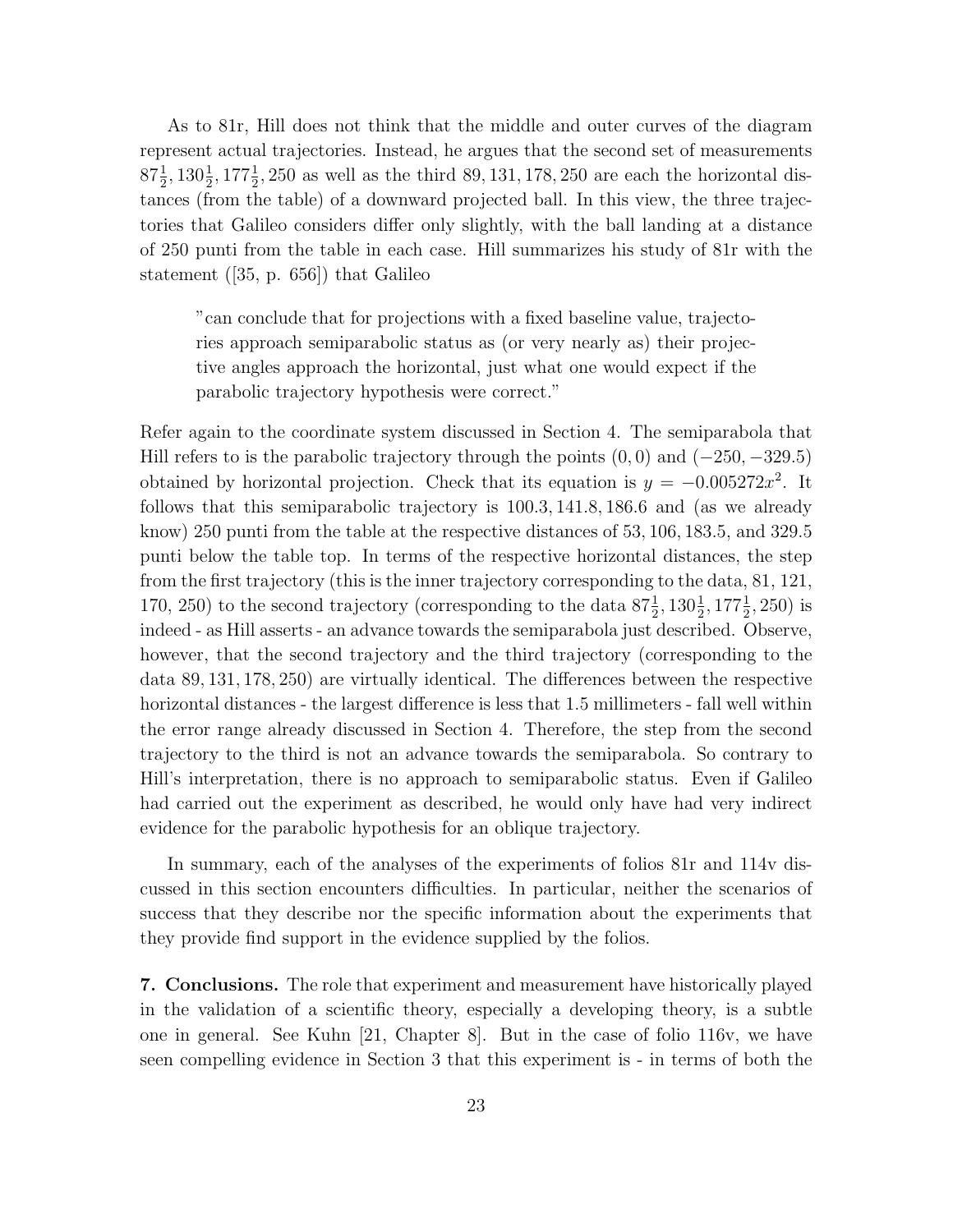As to 81r, Hill does not think that the middle and outer curves of the diagram represent actual trajectories. Instead, he argues that the second set of measurements $87\frac{1}{2}, 130\frac{1}{2}, 177\frac{1}{2}, 250$ as well as the third $89, 131, 178, 250$ are each the horizontal distances (from the table) of a downward projected ball. In this view, the three trajectories that Galileo considers differ only slightly, with the ball landing at a distance of 250 punti from the table in each case. Hill summarizes his study of 81r with the statement ([35, p. 656]) that Galileo

> "can conclude that for projections with a fixed baseline value, trajectories approach semiparabolic status as (or very nearly as) their projective angles approach the horizontal, just what one would expect if the parabolic trajectory hypothesis were correct."

Refer again to the coordinate system discussed in Section 4. The semiparabola that Hill refers to is the parabolic trajectory through the points $(0, 0)$ and $(-250, -329.5)$ obtained by horizontal projection. Check that its equation is $y = -0.005272x^2$. It follows that this semiparabolic trajectory is $100.3, 141.8, 186.6$ and (as we already know) 250 punti from the table at the respective distances of $53, 106, 183.5$, and $329.5$ punti below the table top. In terms of the respective horizontal distances, the step from the first trajectory (this is the inner trajectory corresponding to the data, 81, 121, 170, 250) to the second trajectory (corresponding to the data $87\frac{1}{2}, 130\frac{1}{2}, 177\frac{1}{2}, 250$) is indeed - as Hill asserts - an advance towards the semiparabola just described. Observe, however, that the second trajectory and the third trajectory (corresponding to the data $89, 131, 178, 250$) are virtually identical. The differences between the respective horizontal distances - the largest difference is less that 1.5 millimeters - fall well within the error range already discussed in Section 4. Therefore, the step from the second trajectory to the third is not an advance towards the semiparabola. So contrary to Hill's interpretation, there is no approach to semiparabolic status. Even if Galileo had carried out the experiment as described, he would only have had very indirect evidence for the parabolic hypothesis for an oblique trajectory.

In summary, each of the analyses of the experiments of folios 81r and 114v discussed in this section encounters difficulties. In particular, neither the scenarios of success that they describe nor the specific information about the experiments that they provide find support in the evidence supplied by the folios.

**7. Conclusions.** The role that experiment and measurement have historically played in the validation of a scientific theory, especially a developing theory, is a subtle one in general. See Kuhn [21, Chapter 8]. But in the case of folio 116v, we have seen compelling evidence in Section 3 that this experiment is - in terms of both the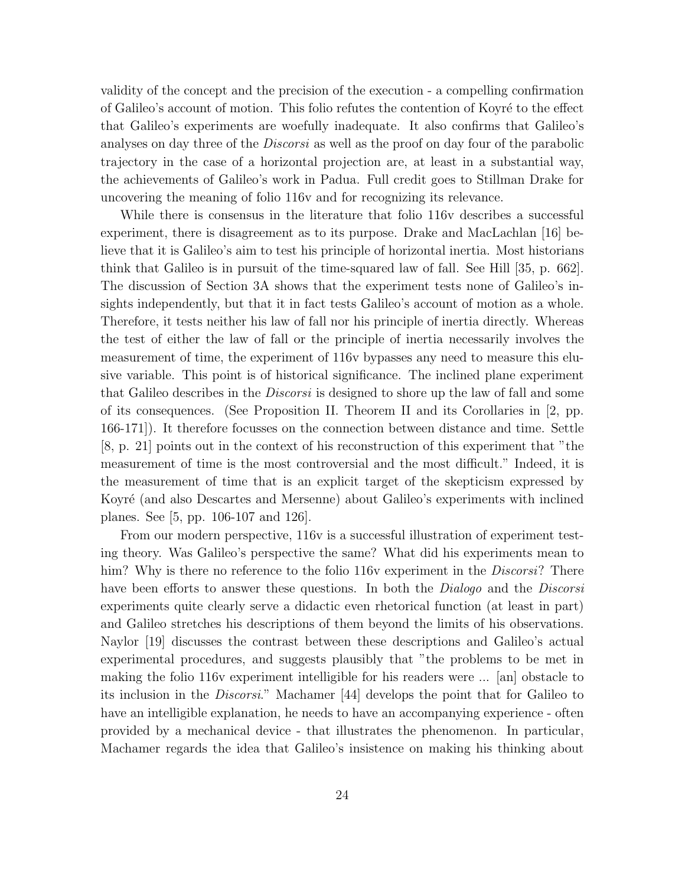validity of the concept and the precision of the execution - a compelling confirmation of Galileo's account of motion. This folio refutes the contention of Koyré to the effect that Galileo's experiments are woefully inadequate. It also confirms that Galileo's analyses on day three of the *Discorsi* as well as the proof on day four of the parabolic trajectory in the case of a horizontal projection are, at least in a substantial way, the achievements of Galileo's work in Padua. Full credit goes to Stillman Drake for uncovering the meaning of folio 116v and for recognizing its relevance.

While there is consensus in the literature that folio 116v describes a successful experiment, there is disagreement as to its purpose. Drake and MacLachlan [16] believe that it is Galileo's aim to test his principle of horizontal inertia. Most historians think that Galileo is in pursuit of the time-squared law of fall. See Hill [35, p. 662]. The discussion of Section 3A shows that the experiment tests none of Galileo's insights independently, but that it in fact tests Galileo's account of motion as a whole. Therefore, it tests neither his law of fall nor his principle of inertia directly. Whereas the test of either the law of fall or the principle of inertia necessarily involves the measurement of time, the experiment of 116v bypasses any need to measure this elusive variable. This point is of historical significance. The inclined plane experiment that Galileo describes in the *Discorsi* is designed to shore up the law of fall and some of its consequences. (See Proposition II. Theorem II and its Corollaries in [2, pp. 166-171]). It therefore focusses on the connection between distance and time. Settle [8, p. 21] points out in the context of his reconstruction of this experiment that "the measurement of time is the most controversial and the most difficult." Indeed, it is the measurement of time that is an explicit target of the skepticism expressed by Koyré (and also Descartes and Mersenne) about Galileo's experiments with inclined planes. See [5, pp. 106-107 and 126].

From our modern perspective, 116v is a successful illustration of experiment testing theory. Was Galileo's perspective the same? What did his experiments mean to him? Why is there no reference to the folio 116v experiment in the *Discorsi*? There have been efforts to answer these questions. In both the *Dialogo* and the *Discorsi* experiments quite clearly serve a didactic even rhetorical function (at least in part) and Galileo stretches his descriptions of them beyond the limits of his observations. Naylor [19] discusses the contrast between these descriptions and Galileo's actual experimental procedures, and suggests plausibly that "the problems to be met in making the folio 116v experiment intelligible for his readers were ... [an] obstacle to its inclusion in the *Discorsi*." Machamer [44] develops the point that for Galileo to have an intelligible explanation, he needs to have an accompanying experience - often provided by a mechanical device - that illustrates the phenomenon. In particular, Machamer regards the idea that Galileo's insistence on making his thinking about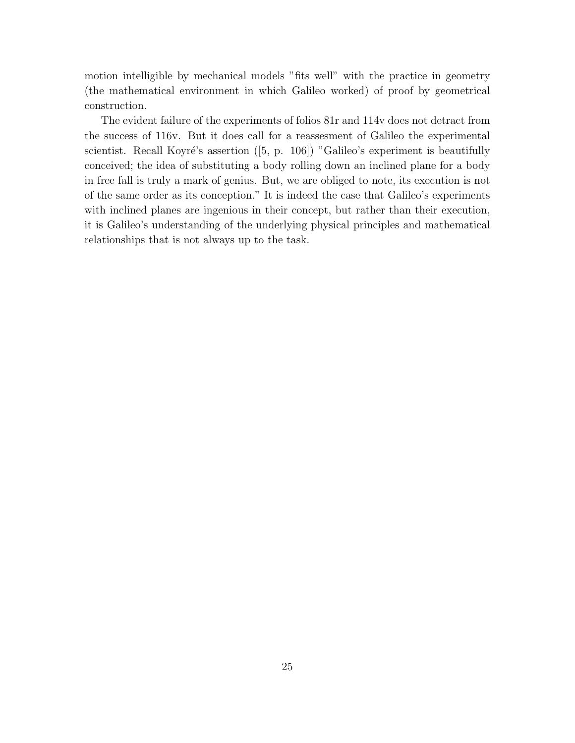motion intelligible by mechanical models "fits well" with the practice in geometry (the mathematical environment in which Galileo worked) of proof by geometrical construction.

The evident failure of the experiments of folios 81r and 114v does not detract from the success of 116v. But it does call for a reassesment of Galileo the experimental scientist. Recall Koyré's assertion ([5, p. 106]) "Galileo's experiment is beautifully conceived; the idea of substituting a body rolling down an inclined plane for a body in free fall is truly a mark of genius. But, we are obliged to note, its execution is not of the same order as its conception." It is indeed the case that Galileo's experiments with inclined planes are ingenious in their concept, but rather than their execution, it is Galileo's understanding of the underlying physical principles and mathematical relationships that is not always up to the task.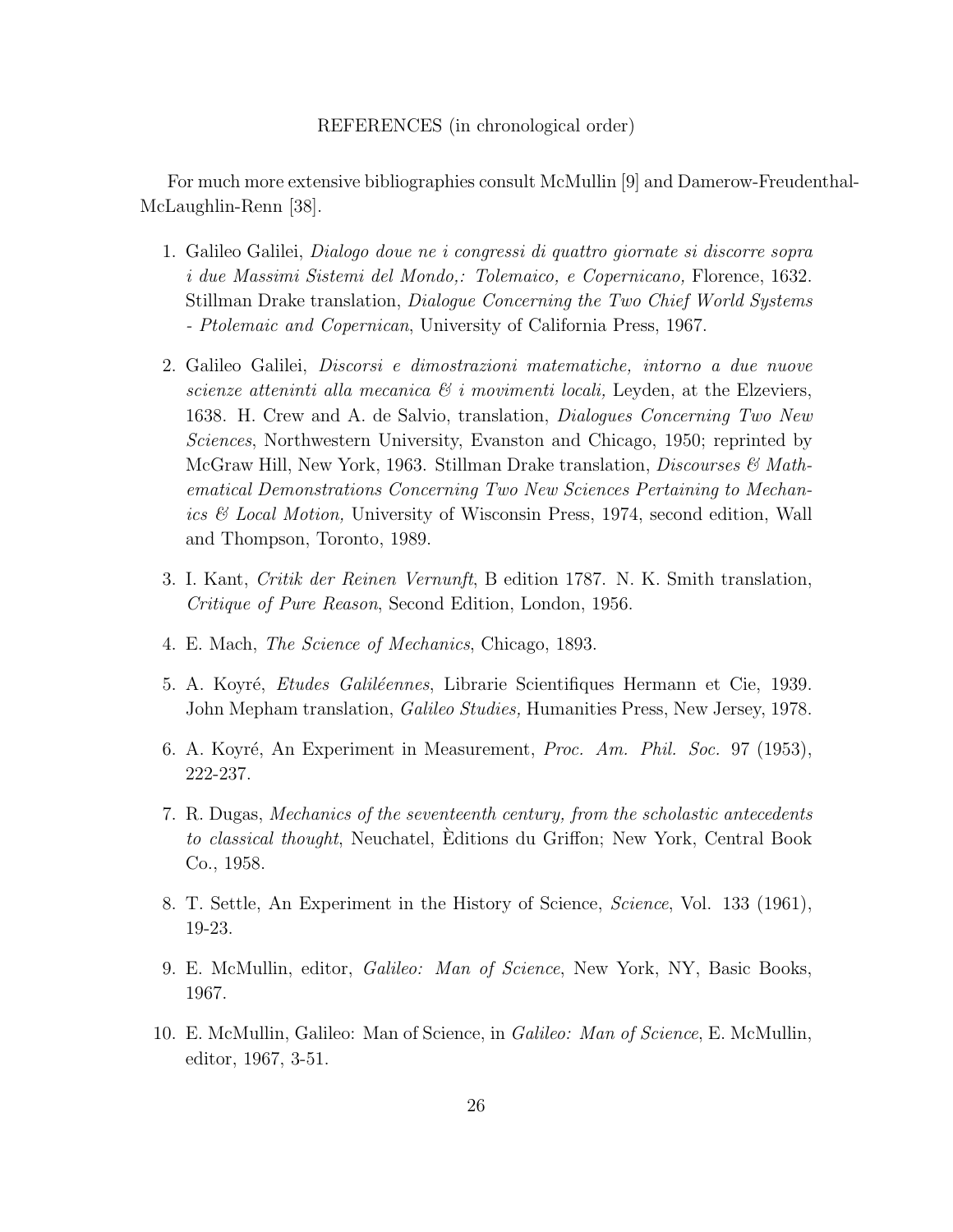REFERENCES (in chronological order)

For much more extensive bibliographies consult McMullin [9] and Damerow-Freudenthal-McLaughlin-Renn [38].

1. Galileo Galilei, *Dialogo doue ne i congressi di quattro giornate si discorre sopra i due Massimi Sistemi del Mondo,: Tolemaico, e Copernicano,* Florence, 1632. Stillman Drake translation, *Dialogue Concerning the Two Chief World Systems - Ptolemaic and Copernican*, University of California Press, 1967.

2. Galileo Galilei, *Discorsi e dimostrazioni matematiche, intorno a due nuove scienze atteninti alla mecanica & i movimenti locali,* Leyden, at the Elzeviers, 1638. H. Crew and A. de Salvio, translation, *Dialogues Concerning Two New Sciences*, Northwestern University, Evanston and Chicago, 1950; reprinted by McGraw Hill, New York, 1963. Stillman Drake translation, *Discourses & Mathematical Demonstrations Concerning Two New Sciences Pertaining to Mechanics & Local Motion,* University of Wisconsin Press, 1974, second edition, Wall and Thompson, Toronto, 1989.

3. I. Kant, *Critik der Reinen Vernunft*, B edition 1787. N. K. Smith translation, *Critique of Pure Reason*, Second Edition, London, 1956.

4. E. Mach, *The Science of Mechanics*, Chicago, 1893.

5. A. Koyré, *Etudes Galiléennes*, Librarie Scientifiques Hermann et Cie, 1939. John Mepham translation, *Galileo Studies,* Humanities Press, New Jersey, 1978.

6. A. Koyré, An Experiment in Measurement, *Proc. Am. Phil. Soc.* 97 (1953), 222-237.

7. R. Dugas, *Mechanics of the seventeenth century, from the scholastic antecedents to classical thought*, Neuchatel, Èditions du Griffon; New York, Central Book Co., 1958.

8. T. Settle, An Experiment in the History of Science, *Science*, Vol. 133 (1961), 19-23.

9. E. McMullin, editor, *Galileo: Man of Science*, New York, NY, Basic Books, 1967.

10. E. McMullin, Galileo: Man of Science, in *Galileo: Man of Science*, E. McMullin, editor, 1967, 3-51.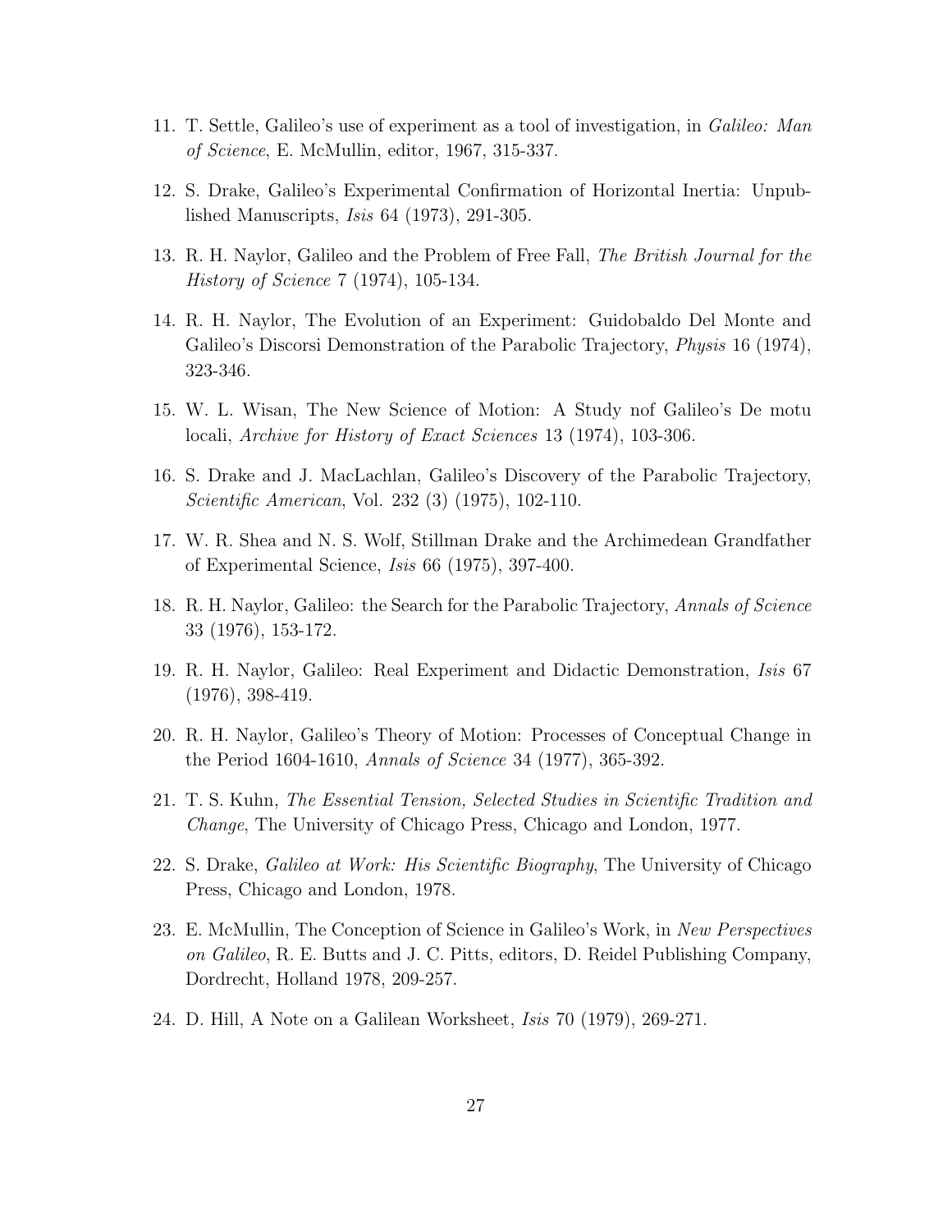11. T. Settle, Galileo's use of experiment as a tool of investigation, in *Galileo: Man of Science*, E. McMullin, editor, 1967, 315-337.

12. S. Drake, Galileo's Experimental Confirmation of Horizontal Inertia: Unpublished Manuscripts, *Isis* 64 (1973), 291-305.

13. R. H. Naylor, Galileo and the Problem of Free Fall, *The British Journal for the History of Science* 7 (1974), 105-134.

14. R. H. Naylor, The Evolution of an Experiment: Guidobaldo Del Monte and Galileo's Discorsi Demonstration of the Parabolic Trajectory, *Physis* 16 (1974), 323-346.

15. W. L. Wisan, The New Science of Motion: A Study nof Galileo's De motu locali, *Archive for History of Exact Sciences* 13 (1974), 103-306.

16. S. Drake and J. MacLachlan, Galileo's Discovery of the Parabolic Trajectory, *Scientific American*, Vol. 232 (3) (1975), 102-110.

17. W. R. Shea and N. S. Wolf, Stillman Drake and the Archimedean Grandfather of Experimental Science, *Isis* 66 (1975), 397-400.

18. R. H. Naylor, Galileo: the Search for the Parabolic Trajectory, *Annals of Science* 33 (1976), 153-172.

19. R. H. Naylor, Galileo: Real Experiment and Didactic Demonstration, *Isis* 67 (1976), 398-419.

20. R. H. Naylor, Galileo's Theory of Motion: Processes of Conceptual Change in the Period 1604-1610, *Annals of Science* 34 (1977), 365-392.

21. T. S. Kuhn, *The Essential Tension, Selected Studies in Scientific Tradition and Change*, The University of Chicago Press, Chicago and London, 1977.

22. S. Drake, *Galileo at Work: His Scientific Biography*, The University of Chicago Press, Chicago and London, 1978.

23. E. McMullin, The Conception of Science in Galileo's Work, in *New Perspectives on Galileo*, R. E. Butts and J. C. Pitts, editors, D. Reidel Publishing Company, Dordrecht, Holland 1978, 209-257.

24. D. Hill, A Note on a Galilean Worksheet, *Isis* 70 (1979), 269-271.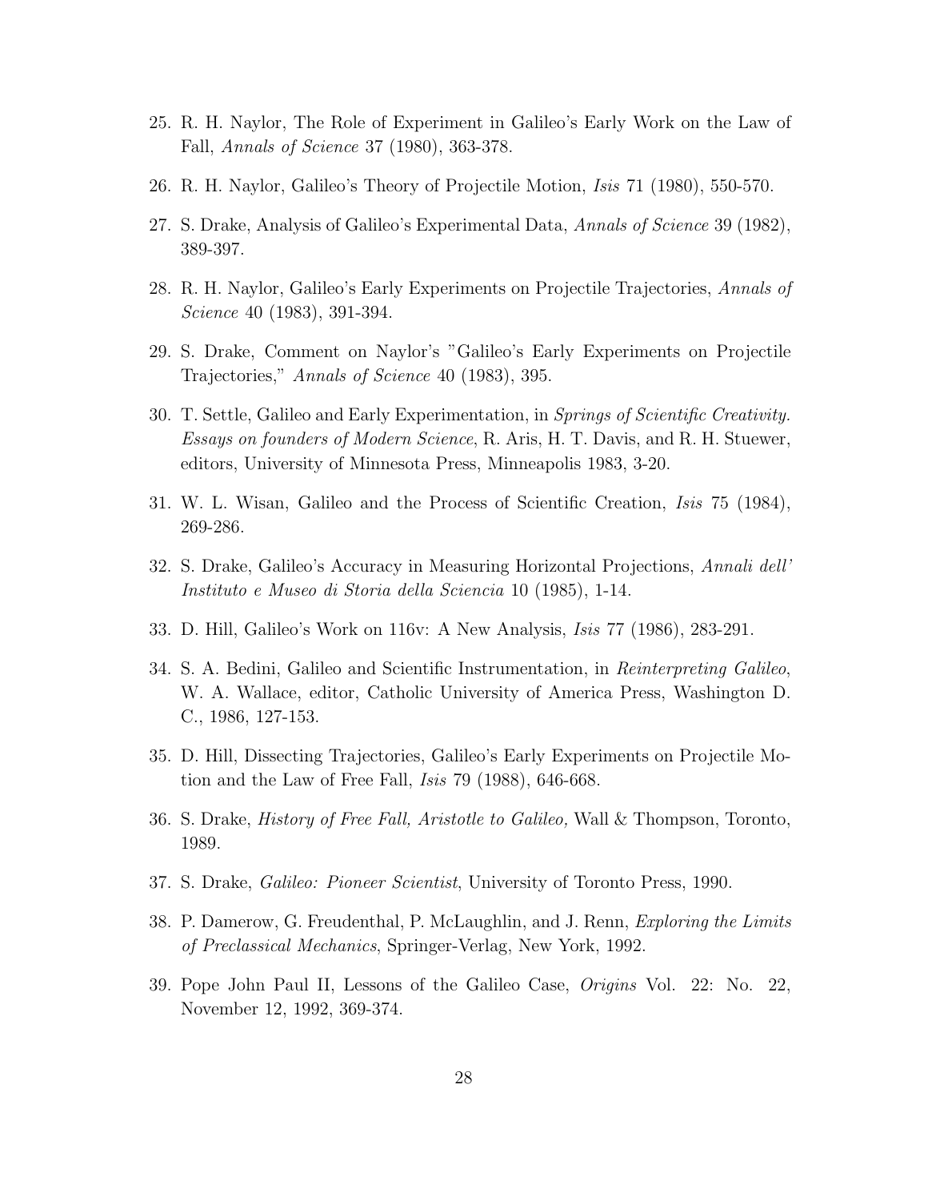25. R. H. Naylor, The Role of Experiment in Galileo's Early Work on the Law of Fall, *Annals of Science* 37 (1980), 363-378.

26. R. H. Naylor, Galileo's Theory of Projectile Motion, *Isis* 71 (1980), 550-570.

27. S. Drake, Analysis of Galileo's Experimental Data, *Annals of Science* 39 (1982), 389-397.

28. R. H. Naylor, Galileo's Early Experiments on Projectile Trajectories, *Annals of Science* 40 (1983), 391-394.

29. S. Drake, Comment on Naylor's "Galileo's Early Experiments on Projectile Trajectories," *Annals of Science* 40 (1983), 395.

30. T. Settle, Galileo and Early Experimentation, in *Springs of Scientific Creativity. Essays on founders of Modern Science*, R. Aris, H. T. Davis, and R. H. Stuewer, editors, University of Minnesota Press, Minneapolis 1983, 3-20.

31. W. L. Wisan, Galileo and the Process of Scientific Creation, *Isis* 75 (1984), 269-286.

32. S. Drake, Galileo's Accuracy in Measuring Horizontal Projections, *Annali dell' Instituto e Museo di Storia della Sciencia* 10 (1985), 1-14.

33. D. Hill, Galileo's Work on 116v: A New Analysis, *Isis* 77 (1986), 283-291.

34. S. A. Bedini, Galileo and Scientific Instrumentation, in *Reinterpreting Galileo*, W. A. Wallace, editor, Catholic University of America Press, Washington D. C., 1986, 127-153.

35. D. Hill, Dissecting Trajectories, Galileo's Early Experiments on Projectile Motion and the Law of Free Fall, *Isis* 79 (1988), 646-668.

36. S. Drake, *History of Free Fall, Aristotle to Galileo,* Wall & Thompson, Toronto, 1989.

37. S. Drake, *Galileo: Pioneer Scientist*, University of Toronto Press, 1990.

38. P. Damerow, G. Freudenthal, P. McLaughlin, and J. Renn, *Exploring the Limits of Preclassical Mechanics*, Springer-Verlag, New York, 1992.

39. Pope John Paul II, Lessons of the Galileo Case, *Origins* Vol. 22: No. 22, November 12, 1992, 369-374.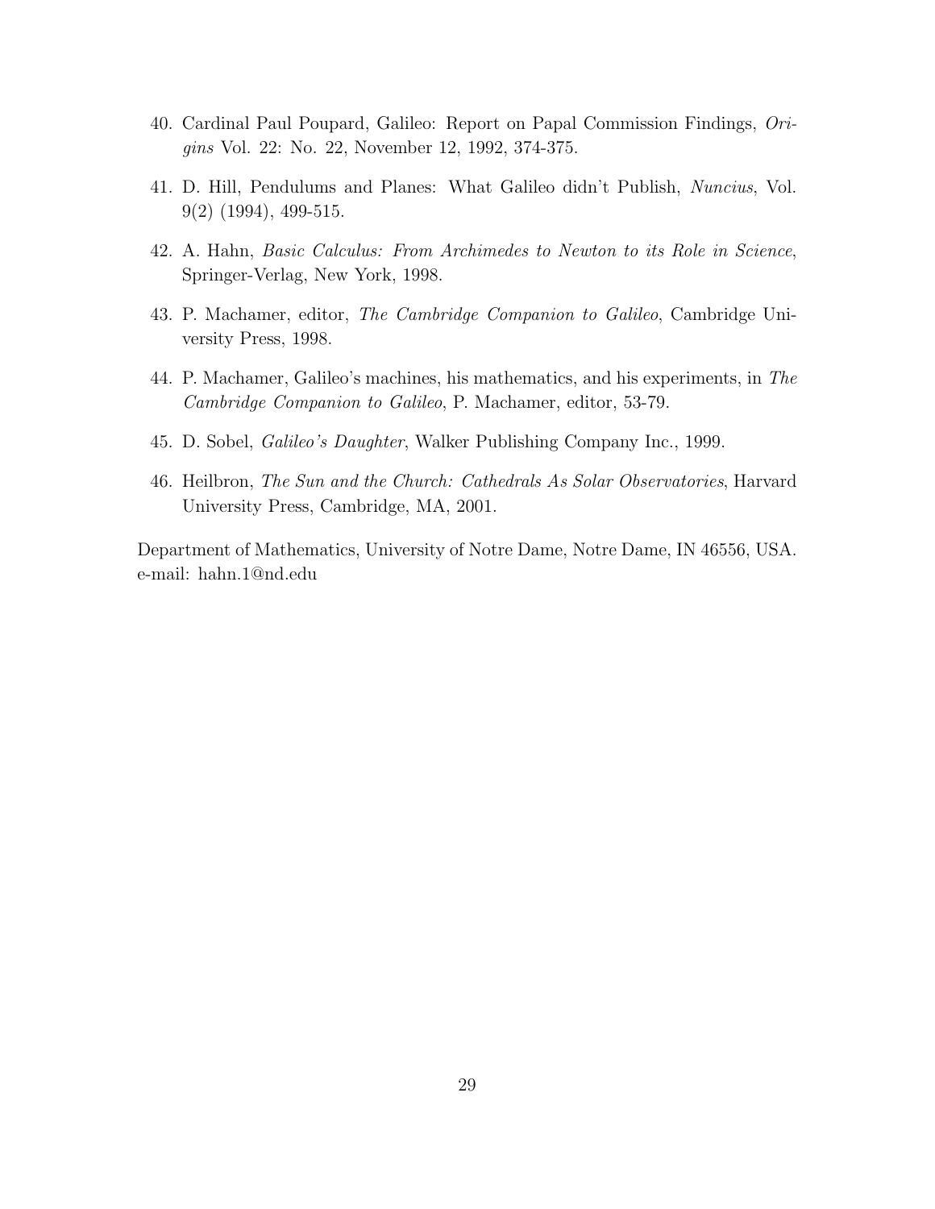40. Cardinal Paul Poupard, Galileo: Report on Papal Commission Findings, *Origins* Vol. 22: No. 22, November 12, 1992, 374-375.

41. D. Hill, Pendulums and Planes: What Galileo didn't Publish, *Nuncius*, Vol. 9(2) (1994), 499-515.

42. A. Hahn, *Basic Calculus: From Archimedes to Newton to its Role in Science*, Springer-Verlag, New York, 1998.

43. P. Machamer, editor, *The Cambridge Companion to Galileo*, Cambridge University Press, 1998.

44. P. Machamer, Galileo's machines, his mathematics, and his experiments, in *The Cambridge Companion to Galileo*, P. Machamer, editor, 53-79.

45. D. Sobel, *Galileo's Daughter*, Walker Publishing Company Inc., 1999.

46. Heilbron, *The Sun and the Church: Cathedrals As Solar Observatories*, Harvard University Press, Cambridge, MA, 2001.

Department of Mathematics, University of Notre Dame, Notre Dame, IN 46556, USA.
e-mail: hahn.1@nd.edu